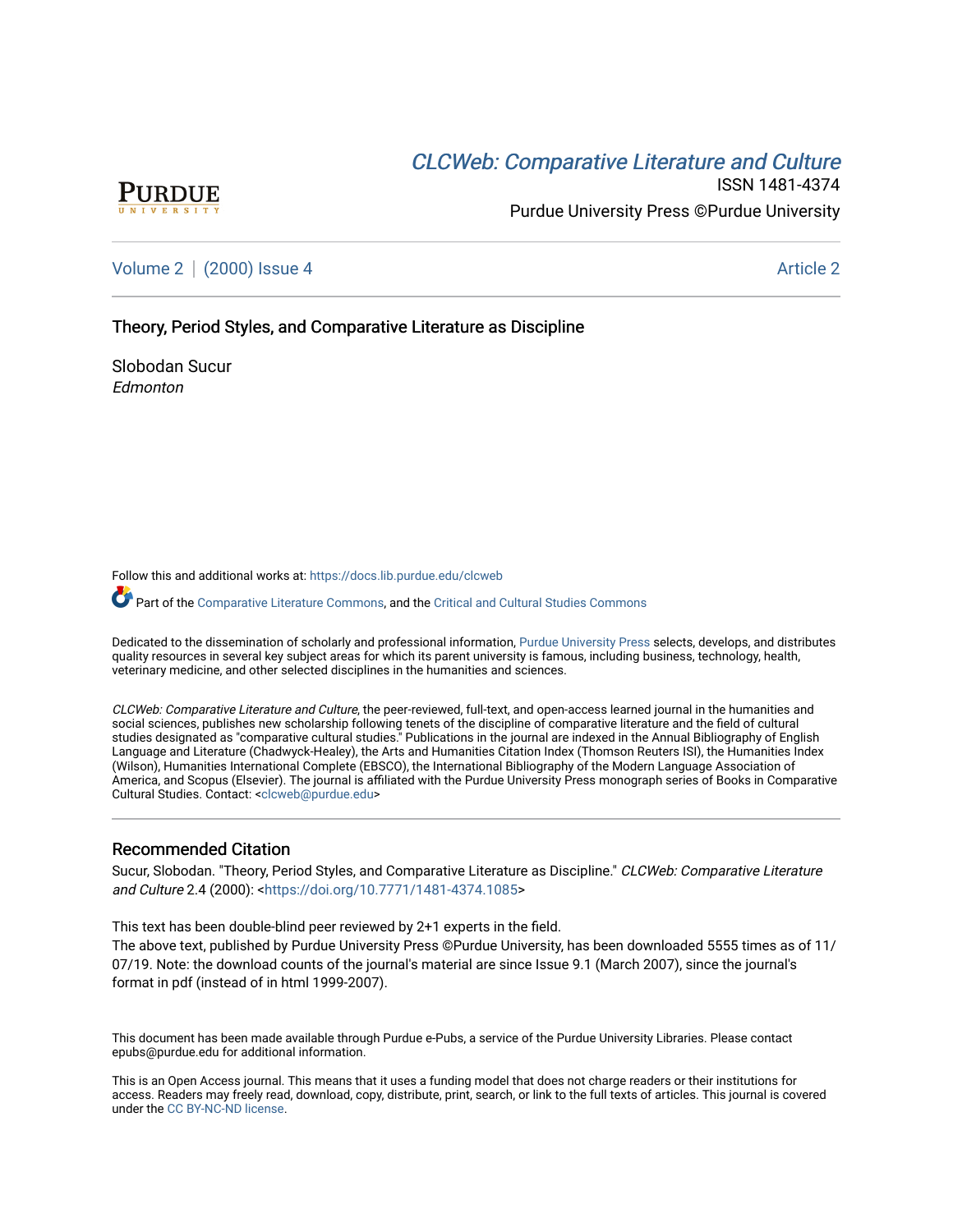CLCWeb: Comparative Literature and Culture

ISSN 1481-4374

Purdue University Press ©Purdue University

Volume 2 | (2000) Issue 4 Article 2

# Theory, Period Styles, and Comparative Literature as Discipline

Slobodan Sucur

*Edmonton*

Follow this and additional works at: https://docs.lib.purdue.edu/clcweb

Part of the Comparative Literature Commons, and the Critical and Cultural Studies Commons

Dedicated to the dissemination of scholarly and professional information, Purdue University Press selects, develops, and distributes quality resources in several key subject areas for which its parent university is famous, including business, technology, health, veterinary medicine, and other selected disciplines in the humanities and sciences.

*CLCWeb: Comparative Literature and Culture*, the peer-reviewed, full-text, and open-access learned journal in the humanities and social sciences, publishes new scholarship following tenets of the discipline of comparative literature and the field of cultural studies designated as "comparative cultural studies." Publications in the journal are indexed in the Annual Bibliography of English Language and Literature (Chadwyck-Healey), the Arts and Humanities Citation Index (Thomson Reuters ISI), the Humanities Index (Wilson), Humanities International Complete (EBSCO), the International Bibliography of the Modern Language Association of America, and Scopus (Elsevier). The journal is affiliated with the Purdue University Press monograph series of Books in Comparative Cultural Studies. Contact: <clcweb@purdue.edu>

## Recommended Citation

Sucur, Slobodan. "Theory, Period Styles, and Comparative Literature as Discipline." *CLCWeb: Comparative Literature and Culture* 2.4 (2000): <https://doi.org/10.7771/1481-4374.1085>

This text has been double-blind peer reviewed by 2+1 experts in the field.

The above text, published by Purdue University Press ©Purdue University, has been downloaded 5555 times as of 11/07/19. Note: the download counts of the journal's material are since Issue 9.1 (March 2007), since the journal's format in pdf (instead of in html 1999-2007).

This document has been made available through Purdue e-Pubs, a service of the Purdue University Libraries. Please contact epubs@purdue.edu for additional information.

This is an Open Access journal. This means that it uses a funding model that does not charge readers or their institutions for access. Readers may freely read, download, copy, distribute, print, search, or link to the full texts of articles. This journal is covered under the CC BY-NC-ND license.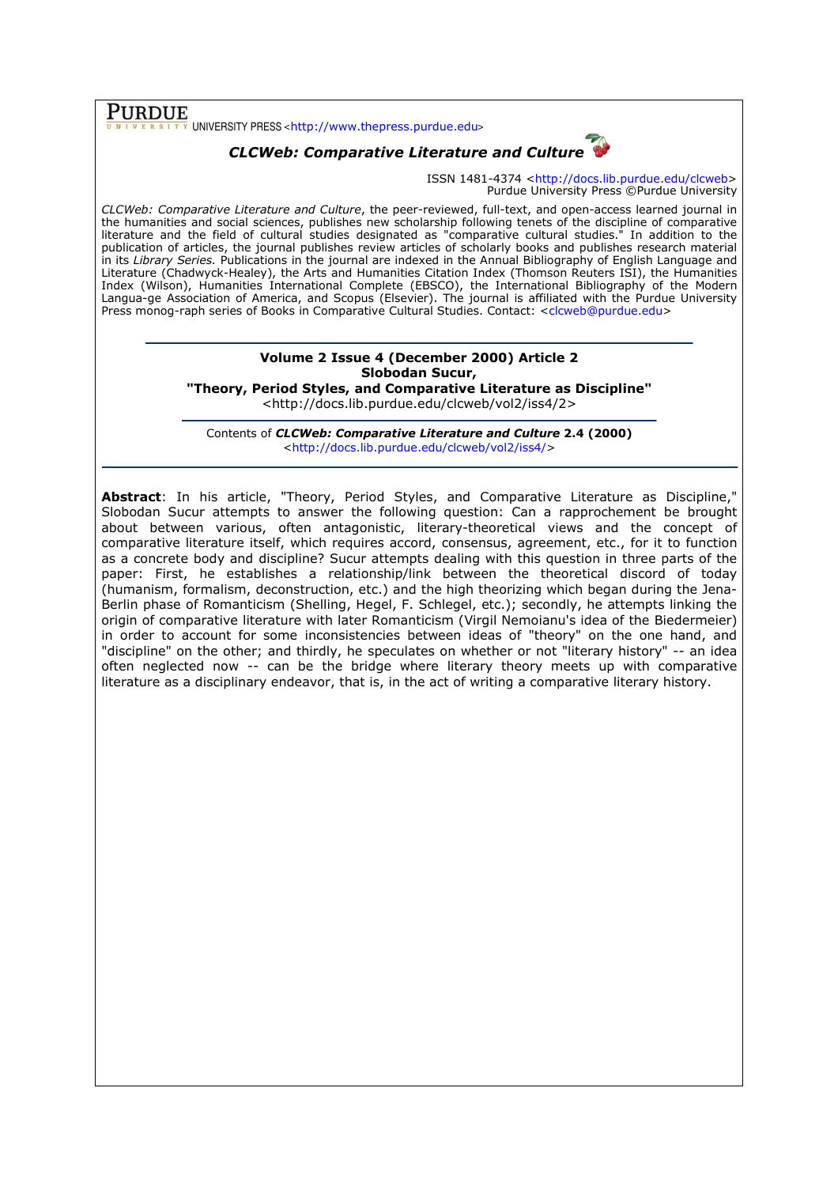**PURDUE** UNIVERSITY PRESS <http://www.thepress.purdue.edu>

***CLCWeb: Comparative Literature and Culture***

ISSN 1481-4374 <http://docs.lib.purdue.edu/clcweb>
Purdue University Press ©Purdue University

*CLCWeb: Comparative Literature and Culture*, the peer-reviewed, full-text, and open-access learned journal in the humanities and social sciences, publishes new scholarship following tenets of the discipline of comparative literature and the field of cultural studies designated as "comparative cultural studies." In addition to the publication of articles, the journal publishes review articles of scholarly books and publishes research material in its *Library Series.* Publications in the journal are indexed in the Annual Bibliography of English Language and Literature (Chadwyck-Healey), the Arts and Humanities Citation Index (Thomson Reuters ISI), the Humanities Index (Wilson), Humanities International Complete (EBSCO), the International Bibliography of the Modern Langua-ge Association of America, and Scopus (Elsevier). The journal is affiliated with the Purdue University Press monog-raph series of Books in Comparative Cultural Studies. Contact: <clcweb@purdue.edu>

**Volume 2 Issue 4 (December 2000) Article 2**
**Slobodan Sucur,**
**"Theory, Period Styles, and Comparative Literature as Discipline"**
<http://docs.lib.purdue.edu/clcweb/vol2/iss4/2>

Contents of ***CLCWeb: Comparative Literature and Culture* 2.4 (2000)**
<http://docs.lib.purdue.edu/clcweb/vol2/iss4/>

**Abstract**: In his article, "Theory, Period Styles, and Comparative Literature as Discipline," Slobodan Sucur attempts to answer the following question: Can a rapprochement be brought about between various, often antagonistic, literary-theoretical views and the concept of comparative literature itself, which requires accord, consensus, agreement, etc., for it to function as a concrete body and discipline? Sucur attempts dealing with this question in three parts of the paper: First, he establishes a relationship/link between the theoretical discord of today (humanism, formalism, deconstruction, etc.) and the high theorizing which began during the Jena-Berlin phase of Romanticism (Shelling, Hegel, F. Schlegel, etc.); secondly, he attempts linking the origin of comparative literature with later Romanticism (Virgil Nemoianu's idea of the Biedermeier) in order to account for some inconsistencies between ideas of "theory" on the one hand, and "discipline" on the other; and thirdly, he speculates on whether or not "literary history" -- an idea often neglected now -- can be the bridge where literary theory meets up with comparative literature as a disciplinary endeavor, that is, in the act of writing a comparative literary history.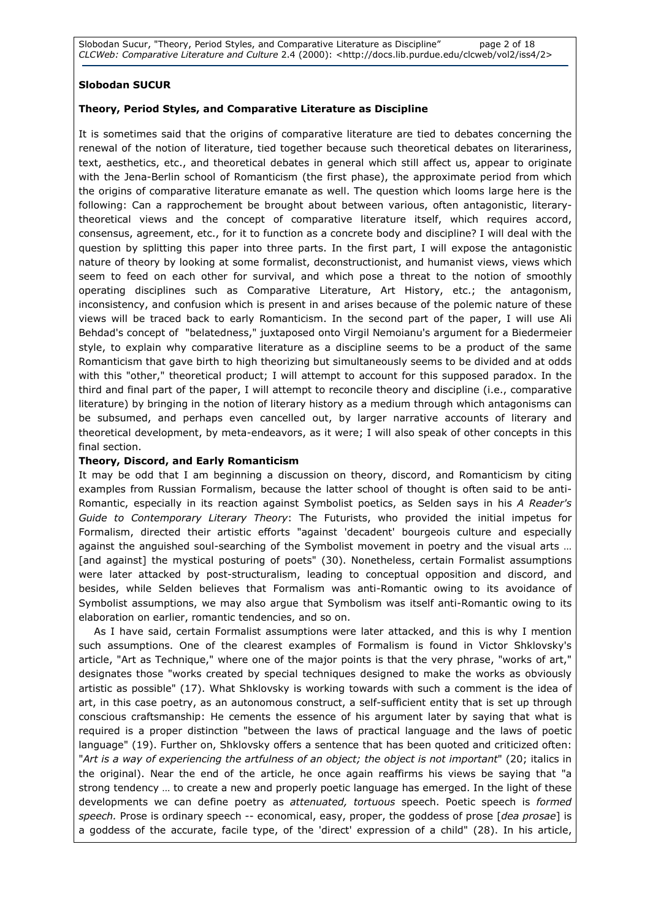**Slobodan SUCUR**

**Theory, Period Styles, and Comparative Literature as Discipline**

It is sometimes said that the origins of comparative literature are tied to debates concerning the renewal of the notion of literature, tied together because such theoretical debates on literariness, text, aesthetics, etc., and theoretical debates in general which still affect us, appear to originate with the Jena-Berlin school of Romanticism (the first phase), the approximate period from which the origins of comparative literature emanate as well. The question which looms large here is the following: Can a rapprochement be brought about between various, often antagonistic, literary-theoretical views and the concept of comparative literature itself, which requires accord, consensus, agreement, etc., for it to function as a concrete body and discipline? I will deal with the question by splitting this paper into three parts. In the first part, I will expose the antagonistic nature of theory by looking at some formalist, deconstructionist, and humanist views, views which seem to feed on each other for survival, and which pose a threat to the notion of smoothly operating disciplines such as Comparative Literature, Art History, etc.; the antagonism, inconsistency, and confusion which is present in and arises because of the polemic nature of these views will be traced back to early Romanticism. In the second part of the paper, I will use Ali Behdad's concept of "belatedness," juxtaposed onto Virgil Nemoianu's argument for a Biedermeier style, to explain why comparative literature as a discipline seems to be a product of the same Romanticism that gave birth to high theorizing but simultaneously seems to be divided and at odds with this "other," theoretical product; I will attempt to account for this supposed paradox. In the third and final part of the paper, I will attempt to reconcile theory and discipline (i.e., comparative literature) by bringing in the notion of literary history as a medium through which antagonisms can be subsumed, and perhaps even cancelled out, by larger narrative accounts of literary and theoretical development, by meta-endeavors, as it were; I will also speak of other concepts in this final section.

**Theory, Discord, and Early Romanticism**

It may be odd that I am beginning a discussion on theory, discord, and Romanticism by citing examples from Russian Formalism, because the latter school of thought is often said to be anti-Romantic, especially in its reaction against Symbolist poetics, as Selden says in his *A Reader's Guide to Contemporary Literary Theory*: The Futurists, who provided the initial impetus for Formalism, directed their artistic efforts "against 'decadent' bourgeois culture and especially against the anguished soul-searching of the Symbolist movement in poetry and the visual arts … [and against] the mystical posturing of poets" (30). Nonetheless, certain Formalist assumptions were later attacked by post-structuralism, leading to conceptual opposition and discord, and besides, while Selden believes that Formalism was anti-Romantic owing to its avoidance of Symbolist assumptions, we may also argue that Symbolism was itself anti-Romantic owing to its elaboration on earlier, romantic tendencies, and so on.

As I have said, certain Formalist assumptions were later attacked, and this is why I mention such assumptions. One of the clearest examples of Formalism is found in Victor Shklovsky's article, "Art as Technique," where one of the major points is that the very phrase, "works of art," designates those "works created by special techniques designed to make the works as obviously artistic as possible" (17). What Shklovsky is working towards with such a comment is the idea of art, in this case poetry, as an autonomous construct, a self-sufficient entity that is set up through conscious craftsmanship: He cements the essence of his argument later by saying that what is required is a proper distinction "between the laws of practical language and the laws of poetic language" (19). Further on, Shklovsky offers a sentence that has been quoted and criticized often: "*Art is a way of experiencing the artfulness of an object; the object is not important*" (20; italics in the original). Near the end of the article, he once again reaffirms his views be saying that "a strong tendency … to create a new and properly poetic language has emerged. In the light of these developments we can define poetry as *attenuated, tortuous* speech. Poetic speech is *formed speech.* Prose is ordinary speech -- economical, easy, proper, the goddess of prose [*dea prosae*] is a goddess of the accurate, facile type, of the 'direct' expression of a child" (28). In his article,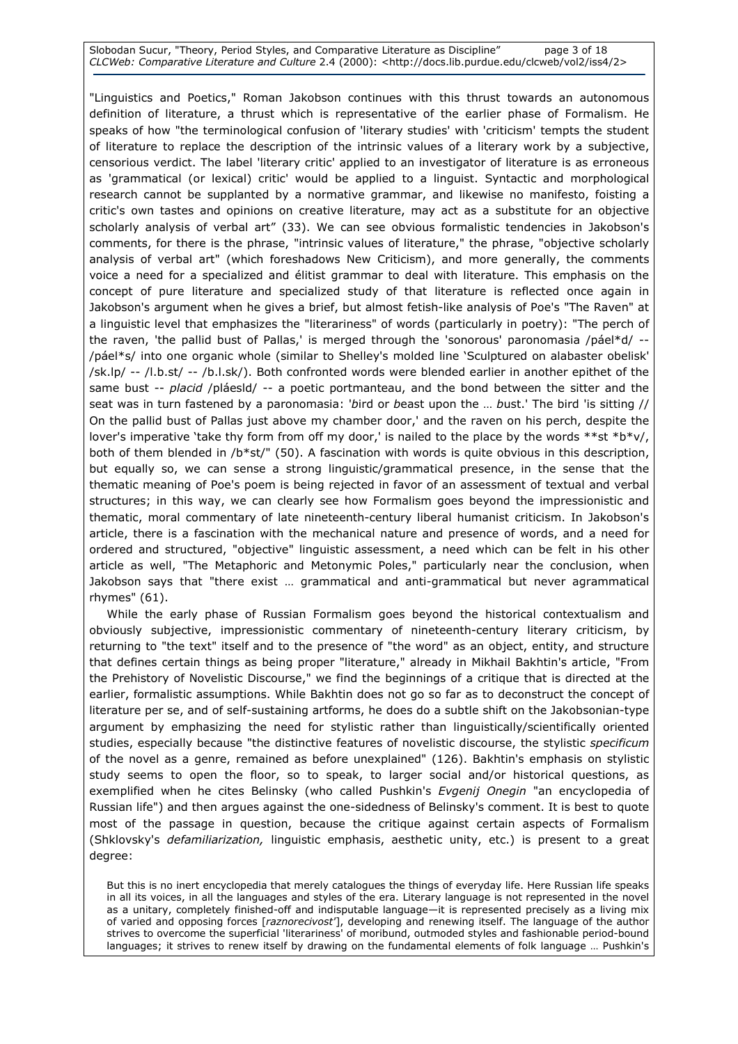"Linguistics and Poetics," Roman Jakobson continues with this thrust towards an autonomous definition of literature, a thrust which is representative of the earlier phase of Formalism. He speaks of how "the terminological confusion of 'literary studies' with 'criticism' tempts the student of literature to replace the description of the intrinsic values of a literary work by a subjective, censorious verdict. The label 'literary critic' applied to an investigator of literature is as erroneous as 'grammatical (or lexical) critic' would be applied to a linguist. Syntactic and morphological research cannot be supplanted by a normative grammar, and likewise no manifesto, foisting a critic's own tastes and opinions on creative literature, may act as a substitute for an objective scholarly analysis of verbal art" (33). We can see obvious formalistic tendencies in Jakobson's comments, for there is the phrase, "intrinsic values of literature," the phrase, "objective scholarly analysis of verbal art" (which foreshadows New Criticism), and more generally, the comments voice a need for a specialized and élitist grammar to deal with literature. This emphasis on the concept of pure literature and specialized study of that literature is reflected once again in Jakobson's argument when he gives a brief, but almost fetish-like analysis of Poe's "The Raven" at a linguistic level that emphasizes the "literariness" of words (particularly in poetry): "The perch of the raven, 'the pallid bust of Pallas,' is merged through the 'sonorous' paronomasia /páel*d/ -- /páel*s/ into one organic whole (similar to Shelley's molded line 'Sculptured on alabaster obelisk' /sk.lp/ -- /l.b.st/ -- /b.l.sk/). Both confronted words were blended earlier in another epithet of the same bust -- *placid* /pláesld/ -- a poetic portmanteau, and the bond between the sitter and the seat was in turn fastened by a paronomasia: '*b*ird or *b*east upon the … *b*ust.' The bird 'is sitting // On the pallid bust of Pallas just above my chamber door,' and the raven on his perch, despite the lover's imperative 'take thy form from off my door,' is nailed to the place by the words **st *b*v/, both of them blended in /b*st/" (50). A fascination with words is quite obvious in this description, but equally so, we can sense a strong linguistic/grammatical presence, in the sense that the thematic meaning of Poe's poem is being rejected in favor of an assessment of textual and verbal structures; in this way, we can clearly see how Formalism goes beyond the impressionistic and thematic, moral commentary of late nineteenth-century liberal humanist criticism. In Jakobson's article, there is a fascination with the mechanical nature and presence of words, and a need for ordered and structured, "objective" linguistic assessment, a need which can be felt in his other article as well, "The Metaphoric and Metonymic Poles," particularly near the conclusion, when Jakobson says that "there exist … grammatical and anti-grammatical but never agrammatical rhymes" (61).

While the early phase of Russian Formalism goes beyond the historical contextualism and obviously subjective, impressionistic commentary of nineteenth-century literary criticism, by returning to "the text" itself and to the presence of "the word" as an object, entity, and structure that defines certain things as being proper "literature," already in Mikhail Bakhtin's article, "From the Prehistory of Novelistic Discourse," we find the beginnings of a critique that is directed at the earlier, formalistic assumptions. While Bakhtin does not go so far as to deconstruct the concept of literature per se, and of self-sustaining artforms, he does do a subtle shift on the Jakobsonian-type argument by emphasizing the need for stylistic rather than linguistically/scientifically oriented studies, especially because "the distinctive features of novelistic discourse, the stylistic *specificum* of the novel as a genre, remained as before unexplained" (126). Bakhtin's emphasis on stylistic study seems to open the floor, so to speak, to larger social and/or historical questions, as exemplified when he cites Belinsky (who called Pushkin's *Evgenij Onegin* "an encyclopedia of Russian life") and then argues against the one-sidedness of Belinsky's comment. It is best to quote most of the passage in question, because the critique against certain aspects of Formalism (Shklovsky's *defamiliarization,* linguistic emphasis, aesthetic unity, etc.) is present to a great degree:

> But this is no inert encyclopedia that merely catalogues the things of everyday life. Here Russian life speaks in all its voices, in all the languages and styles of the era. Literary language is not represented in the novel as a unitary, completely finished-off and indisputable language—it is represented precisely as a living mix of varied and opposing forces [*raznorecivost'*], developing and renewing itself. The language of the author strives to overcome the superficial 'literariness' of moribund, outmoded styles and fashionable period-bound languages; it strives to renew itself by drawing on the fundamental elements of folk language … Pushkin's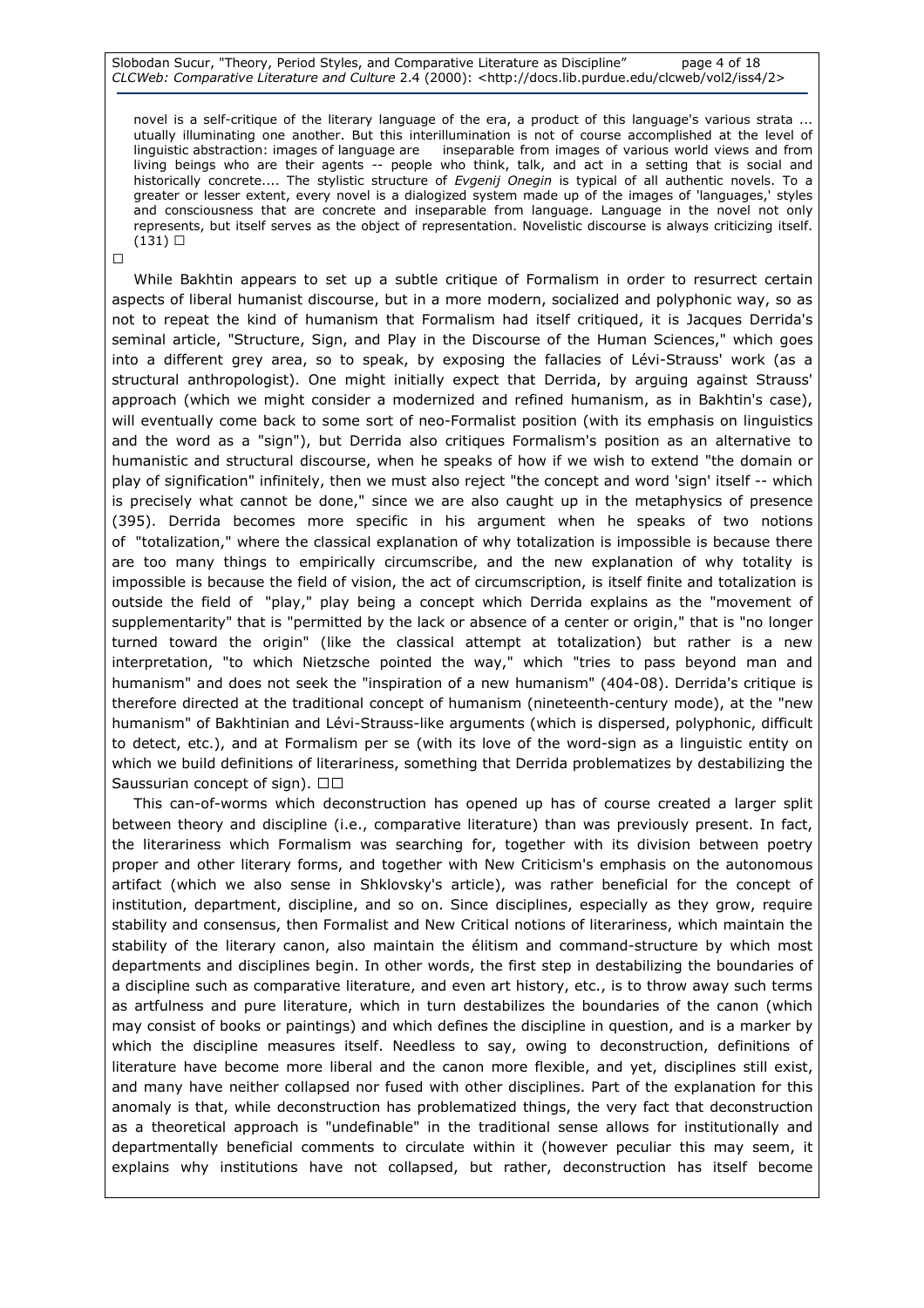> novel is a self-critique of the literary language of the era, a product of this language's various strata ... utually illuminating one another. But this interillumination is not of course accomplished at the level of linguistic abstraction: images of language are inseparable from images of various world views and from living beings who are their agents -- people who think, talk, and act in a setting that is social and historically concrete.... The stylistic structure of *Evgenij Onegin* is typical of all authentic novels. To a greater or lesser extent, every novel is a dialogized system made up of the images of 'languages,' styles and consciousness that are concrete and inseparable from language. Language in the novel not only represents, but itself serves as the object of representation. Novelistic discourse is always criticizing itself. (131)

While Bakhtin appears to set up a subtle critique of Formalism in order to resurrect certain aspects of liberal humanist discourse, but in a more modern, socialized and polyphonic way, so as not to repeat the kind of humanism that Formalism had itself critiqued, it is Jacques Derrida's seminal article, "Structure, Sign, and Play in the Discourse of the Human Sciences," which goes into a different grey area, so to speak, by exposing the fallacies of Lévi-Strauss' work (as a structural anthropologist). One might initially expect that Derrida, by arguing against Strauss' approach (which we might consider a modernized and refined humanism, as in Bakhtin's case), will eventually come back to some sort of neo-Formalist position (with its emphasis on linguistics and the word as a "sign"), but Derrida also critiques Formalism's position as an alternative to humanistic and structural discourse, when he speaks of how if we wish to extend "the domain or play of signification" infinitely, then we must also reject "the concept and word 'sign' itself -- which is precisely what cannot be done," since we are also caught up in the metaphysics of presence (395). Derrida becomes more specific in his argument when he speaks of two notions of "totalization," where the classical explanation of why totalization is impossible is because there are too many things to empirically circumscribe, and the new explanation of why totality is impossible is because the field of vision, the act of circumscription, is itself finite and totalization is outside the field of "play," play being a concept which Derrida explains as the "movement of supplementarity" that is "permitted by the lack or absence of a center or origin," that is "no longer turned toward the origin" (like the classical attempt at totalization) but rather is a new interpretation, "to which Nietzsche pointed the way," which "tries to pass beyond man and humanism" and does not seek the "inspiration of a new humanism" (404-08). Derrida's critique is therefore directed at the traditional concept of humanism (nineteenth-century mode), at the "new humanism" of Bakhtinian and Lévi-Strauss-like arguments (which is dispersed, polyphonic, difficult to detect, etc.), and at Formalism per se (with its love of the word-sign as a linguistic entity on which we build definitions of literariness, something that Derrida problematizes by destabilizing the Saussurian concept of sign).

This can-of-worms which deconstruction has opened up has of course created a larger split between theory and discipline (i.e., comparative literature) than was previously present. In fact, the literariness which Formalism was searching for, together with its division between poetry proper and other literary forms, and together with New Criticism's emphasis on the autonomous artifact (which we also sense in Shklovsky's article), was rather beneficial for the concept of institution, department, discipline, and so on. Since disciplines, especially as they grow, require stability and consensus, then Formalist and New Critical notions of literariness, which maintain the stability of the literary canon, also maintain the élitism and command-structure by which most departments and disciplines begin. In other words, the first step in destabilizing the boundaries of a discipline such as comparative literature, and even art history, etc., is to throw away such terms as artfulness and pure literature, which in turn destabilizes the boundaries of the canon (which may consist of books or paintings) and which defines the discipline in question, and is a marker by which the discipline measures itself. Needless to say, owing to deconstruction, definitions of literature have become more liberal and the canon more flexible, and yet, disciplines still exist, and many have neither collapsed nor fused with other disciplines. Part of the explanation for this anomaly is that, while deconstruction has problematized things, the very fact that deconstruction as a theoretical approach is "undefinable" in the traditional sense allows for institutionally and departmentally beneficial comments to circulate within it (however peculiar this may seem, it explains why institutions have not collapsed, but rather, deconstruction has itself become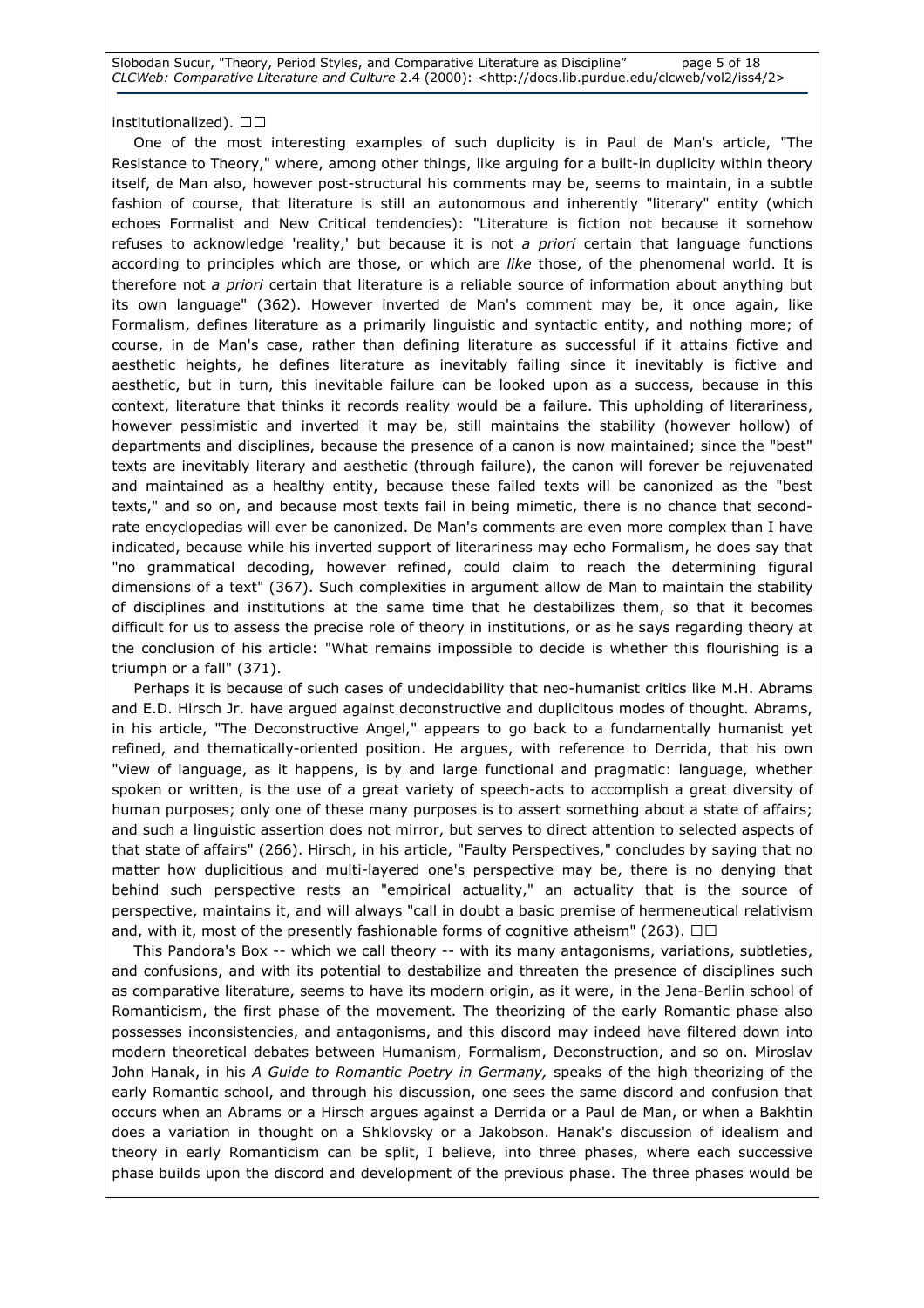institutionalized).

One of the most interesting examples of such duplicity is in Paul de Man's article, "The Resistance to Theory," where, among other things, like arguing for a built-in duplicity within theory itself, de Man also, however post-structural his comments may be, seems to maintain, in a subtle fashion of course, that literature is still an autonomous and inherently "literary" entity (which echoes Formalist and New Critical tendencies): "Literature is fiction not because it somehow refuses to acknowledge 'reality,' but because it is not *a priori* certain that language functions according to principles which are those, or which are *like* those, of the phenomenal world. It is therefore not *a priori* certain that literature is a reliable source of information about anything but its own language" (362). However inverted de Man's comment may be, it once again, like Formalism, defines literature as a primarily linguistic and syntactic entity, and nothing more; of course, in de Man's case, rather than defining literature as successful if it attains fictive and aesthetic heights, he defines literature as inevitably failing since it inevitably is fictive and aesthetic, but in turn, this inevitable failure can be looked upon as a success, because in this context, literature that thinks it records reality would be a failure. This upholding of literariness, however pessimistic and inverted it may be, still maintains the stability (however hollow) of departments and disciplines, because the presence of a canon is now maintained; since the "best" texts are inevitably literary and aesthetic (through failure), the canon will forever be rejuvenated and maintained as a healthy entity, because these failed texts will be canonized as the "best texts," and so on, and because most texts fail in being mimetic, there is no chance that second-rate encyclopedias will ever be canonized. De Man's comments are even more complex than I have indicated, because while his inverted support of literariness may echo Formalism, he does say that "no grammatical decoding, however refined, could claim to reach the determining figural dimensions of a text" (367). Such complexities in argument allow de Man to maintain the stability of disciplines and institutions at the same time that he destabilizes them, so that it becomes difficult for us to assess the precise role of theory in institutions, or as he says regarding theory at the conclusion of his article: "What remains impossible to decide is whether this flourishing is a triumph or a fall" (371).

Perhaps it is because of such cases of undecidability that neo-humanist critics like M.H. Abrams and E.D. Hirsch Jr. have argued against deconstructive and duplicitous modes of thought. Abrams, in his article, "The Deconstructive Angel," appears to go back to a fundamentally humanist yet refined, and thematically-oriented position. He argues, with reference to Derrida, that his own "view of language, as it happens, is by and large functional and pragmatic: language, whether spoken or written, is the use of a great variety of speech-acts to accomplish a great diversity of human purposes; only one of these many purposes is to assert something about a state of affairs; and such a linguistic assertion does not mirror, but serves to direct attention to selected aspects of that state of affairs" (266). Hirsch, in his article, "Faulty Perspectives," concludes by saying that no matter how duplicitious and multi-layered one's perspective may be, there is no denying that behind such perspective rests an "empirical actuality," an actuality that is the source of perspective, maintains it, and will always "call in doubt a basic premise of hermeneutical relativism and, with it, most of the presently fashionable forms of cognitive atheism" (263).

This Pandora's Box -- which we call theory -- with its many antagonisms, variations, subtleties, and confusions, and with its potential to destabilize and threaten the presence of disciplines such as comparative literature, seems to have its modern origin, as it were, in the Jena-Berlin school of Romanticism, the first phase of the movement. The theorizing of the early Romantic phase also possesses inconsistencies, and antagonisms, and this discord may indeed have filtered down into modern theoretical debates between Humanism, Formalism, Deconstruction, and so on. Miroslav John Hanak, in his *A Guide to Romantic Poetry in Germany,* speaks of the high theorizing of the early Romantic school, and through his discussion, one sees the same discord and confusion that occurs when an Abrams or a Hirsch argues against a Derrida or a Paul de Man, or when a Bakhtin does a variation in thought on a Shklovsky or a Jakobson. Hanak's discussion of idealism and theory in early Romanticism can be split, I believe, into three phases, where each successive phase builds upon the discord and development of the previous phase. The three phases would be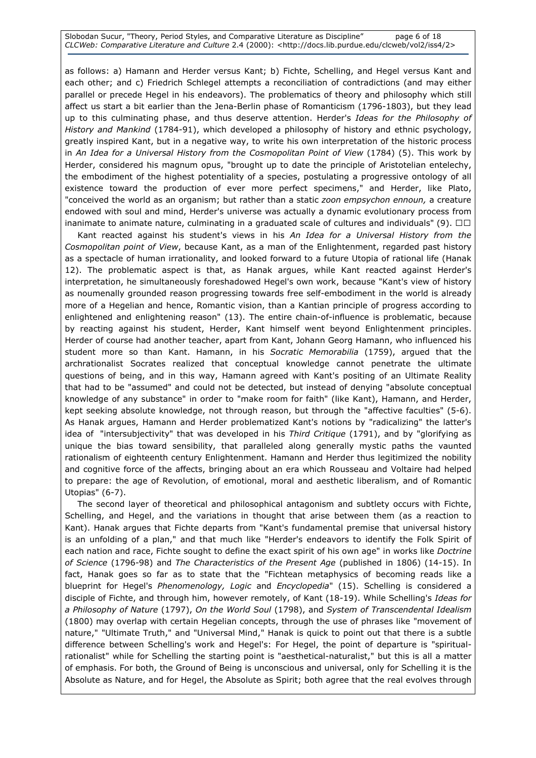as follows: a) Hamann and Herder versus Kant; b) Fichte, Schelling, and Hegel versus Kant and each other; and c) Friedrich Schlegel attempts a reconciliation of contradictions (and may either parallel or precede Hegel in his endeavors). The problematics of theory and philosophy which still affect us start a bit earlier than the Jena-Berlin phase of Romanticism (1796-1803), but they lead up to this culminating phase, and thus deserve attention. Herder's *Ideas for the Philosophy of History and Mankind* (1784-91), which developed a philosophy of history and ethnic psychology, greatly inspired Kant, but in a negative way, to write his own interpretation of the historic process in *An Idea for a Universal History from the Cosmopolitan Point of View* (1784) (5). This work by Herder, considered his magnum opus, "brought up to date the principle of Aristotelian entelechy, the embodiment of the highest potentiality of a species, postulating a progressive ontology of all existence toward the production of ever more perfect specimens," and Herder, like Plato, "conceived the world as an organism; but rather than a static *zoon empsychon ennoun,* a creature endowed with soul and mind, Herder's universe was actually a dynamic evolutionary process from inanimate to animate nature, culminating in a graduated scale of cultures and individuals" (9).

Kant reacted against his student's views in his *An Idea for a Universal History from the Cosmopolitan point of View*, because Kant, as a man of the Enlightenment, regarded past history as a spectacle of human irrationality, and looked forward to a future Utopia of rational life (Hanak 12). The problematic aspect is that, as Hanak argues, while Kant reacted against Herder's interpretation, he simultaneously foreshadowed Hegel's own work, because "Kant's view of history as noumenally grounded reason progressing towards free self-embodiment in the world is already more of a Hegelian and hence, Romantic vision, than a Kantian principle of progress according to enlightened and enlightening reason" (13). The entire chain-of-influence is problematic, because by reacting against his student, Herder, Kant himself went beyond Enlightenment principles. Herder of course had another teacher, apart from Kant, Johann Georg Hamann, who influenced his student more so than Kant. Hamann, in his *Socratic Memorabilia* (1759), argued that the archrationalist Socrates realized that conceptual knowledge cannot penetrate the ultimate questions of being, and in this way, Hamann agreed with Kant's positing of an Ultimate Reality that had to be "assumed" and could not be detected, but instead of denying "absolute conceptual knowledge of any substance" in order to "make room for faith" (like Kant), Hamann, and Herder, kept seeking absolute knowledge, not through reason, but through the "affective faculties" (5-6). As Hanak argues, Hamann and Herder problematized Kant's notions by "radicalizing" the latter's idea of "intersubjectivity" that was developed in his *Third Critique* (1791), and by "glorifying as unique the bias toward sensibility, that paralleled along generally mystic paths the vaunted rationalism of eighteenth century Enlightenment. Hamann and Herder thus legitimized the nobility and cognitive force of the affects, bringing about an era which Rousseau and Voltaire had helped to prepare: the age of Revolution, of emotional, moral and aesthetic liberalism, and of Romantic Utopias" (6-7).

The second layer of theoretical and philosophical antagonism and subtlety occurs with Fichte, Schelling, and Hegel, and the variations in thought that arise between them (as a reaction to Kant). Hanak argues that Fichte departs from "Kant's fundamental premise that universal history is an unfolding of a plan," and that much like "Herder's endeavors to identify the Folk Spirit of each nation and race, Fichte sought to define the exact spirit of his own age" in works like *Doctrine of Science* (1796-98) and *The Characteristics of the Present Age* (published in 1806) (14-15). In fact, Hanak goes so far as to state that the "Fichtean metaphysics of becoming reads like a blueprint for Hegel's *Phenomenology, Logic* and *Encyclopedia*" (15). Schelling is considered a disciple of Fichte, and through him, however remotely, of Kant (18-19). While Schelling's *Ideas for a Philosophy of Nature* (1797), *On the World Soul* (1798), and *System of Transcendental Idealism* (1800) may overlap with certain Hegelian concepts, through the use of phrases like "movement of nature," "Ultimate Truth," and "Universal Mind," Hanak is quick to point out that there is a subtle difference between Schelling's work and Hegel's: For Hegel, the point of departure is "spiritual-rationalist" while for Schelling the starting point is "aesthetical-naturalist," but this is all a matter of emphasis. For both, the Ground of Being is unconscious and universal, only for Schelling it is the Absolute as Nature, and for Hegel, the Absolute as Spirit; both agree that the real evolves through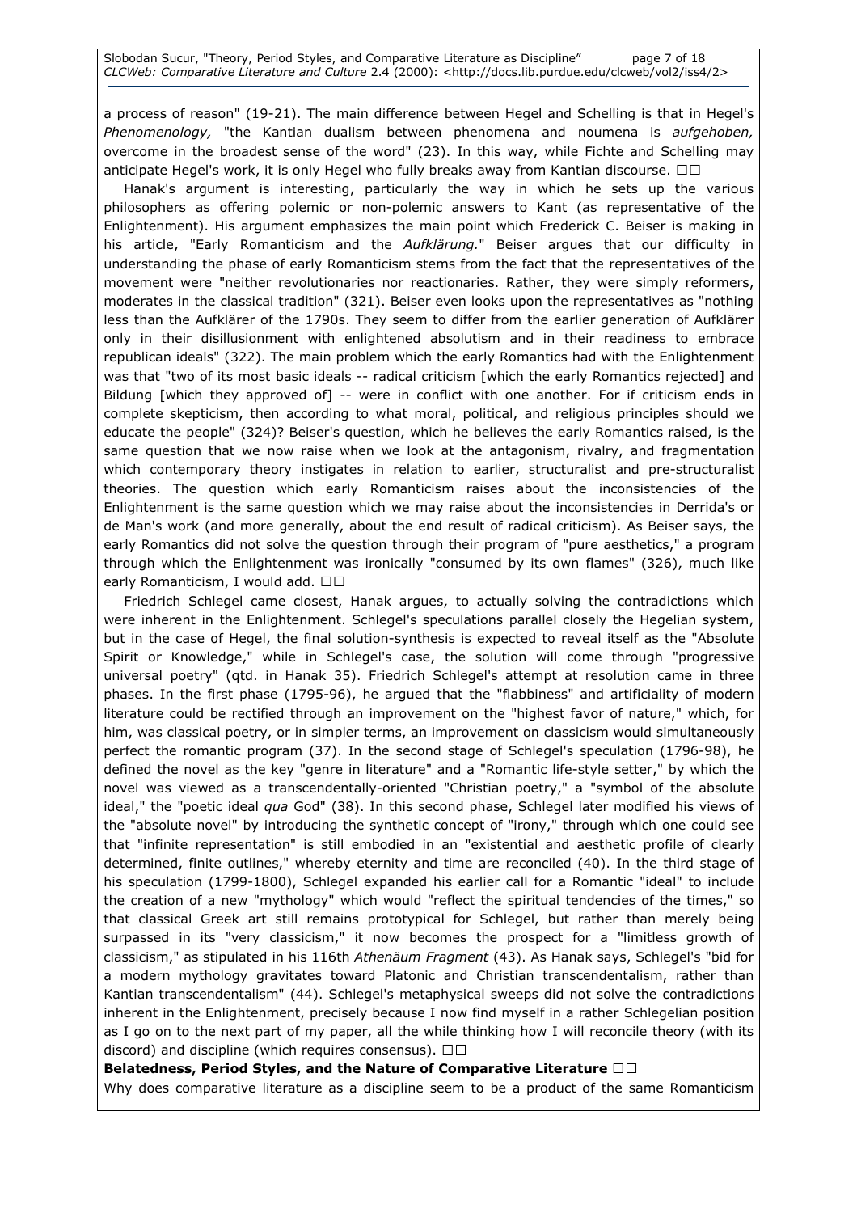a process of reason" (19-21). The main difference between Hegel and Schelling is that in Hegel's *Phenomenology,* "the Kantian dualism between phenomena and noumena is *aufgehoben,* overcome in the broadest sense of the word" (23). In this way, while Fichte and Schelling may anticipate Hegel's work, it is only Hegel who fully breaks away from Kantian discourse.

Hanak's argument is interesting, particularly the way in which he sets up the various philosophers as offering polemic or non-polemic answers to Kant (as representative of the Enlightenment). His argument emphasizes the main point which Frederick C. Beiser is making in his article, "Early Romanticism and the *Aufklärung.*" Beiser argues that our difficulty in understanding the phase of early Romanticism stems from the fact that the representatives of the movement were "neither revolutionaries nor reactionaries. Rather, they were simply reformers, moderates in the classical tradition" (321). Beiser even looks upon the representatives as "nothing less than the Aufklärer of the 1790s. They seem to differ from the earlier generation of Aufklärer only in their disillusionment with enlightened absolutism and in their readiness to embrace republican ideals" (322). The main problem which the early Romantics had with the Enlightenment was that "two of its most basic ideals -- radical criticism [which the early Romantics rejected] and Bildung [which they approved of] -- were in conflict with one another. For if criticism ends in complete skepticism, then according to what moral, political, and religious principles should we educate the people" (324)? Beiser's question, which he believes the early Romantics raised, is the same question that we now raise when we look at the antagonism, rivalry, and fragmentation which contemporary theory instigates in relation to earlier, structuralist and pre-structuralist theories. The question which early Romanticism raises about the inconsistencies of the Enlightenment is the same question which we may raise about the inconsistencies in Derrida's or de Man's work (and more generally, about the end result of radical criticism). As Beiser says, the early Romantics did not solve the question through their program of "pure aesthetics," a program through which the Enlightenment was ironically "consumed by its own flames" (326), much like early Romanticism, I would add.

Friedrich Schlegel came closest, Hanak argues, to actually solving the contradictions which were inherent in the Enlightenment. Schlegel's speculations parallel closely the Hegelian system, but in the case of Hegel, the final solution-synthesis is expected to reveal itself as the "Absolute Spirit or Knowledge," while in Schlegel's case, the solution will come through "progressive universal poetry" (qtd. in Hanak 35). Friedrich Schlegel's attempt at resolution came in three phases. In the first phase (1795-96), he argued that the "flabbiness" and artificiality of modern literature could be rectified through an improvement on the "highest favor of nature," which, for him, was classical poetry, or in simpler terms, an improvement on classicism would simultaneously perfect the romantic program (37). In the second stage of Schlegel's speculation (1796-98), he defined the novel as the key "genre in literature" and a "Romantic life-style setter," by which the novel was viewed as a transcendentally-oriented "Christian poetry," a "symbol of the absolute ideal," the "poetic ideal *qua* God" (38). In this second phase, Schlegel later modified his views of the "absolute novel" by introducing the synthetic concept of "irony," through which one could see that "infinite representation" is still embodied in an "existential and aesthetic profile of clearly determined, finite outlines," whereby eternity and time are reconciled (40). In the third stage of his speculation (1799-1800), Schlegel expanded his earlier call for a Romantic "ideal" to include the creation of a new "mythology" which would "reflect the spiritual tendencies of the times," so that classical Greek art still remains prototypical for Schlegel, but rather than merely being surpassed in its "very classicism," it now becomes the prospect for a "limitless growth of classicism," as stipulated in his 116th *Athenäum Fragment* (43). As Hanak says, Schlegel's "bid for a modern mythology gravitates toward Platonic and Christian transcendentalism, rather than Kantian transcendentalism" (44). Schlegel's metaphysical sweeps did not solve the contradictions inherent in the Enlightenment, precisely because I now find myself in a rather Schlegelian position as I go on to the next part of my paper, all the while thinking how I will reconcile theory (with its discord) and discipline (which requires consensus).

**Belatedness, Period Styles, and the Nature of Comparative Literature**

Why does comparative literature as a discipline seem to be a product of the same Romanticism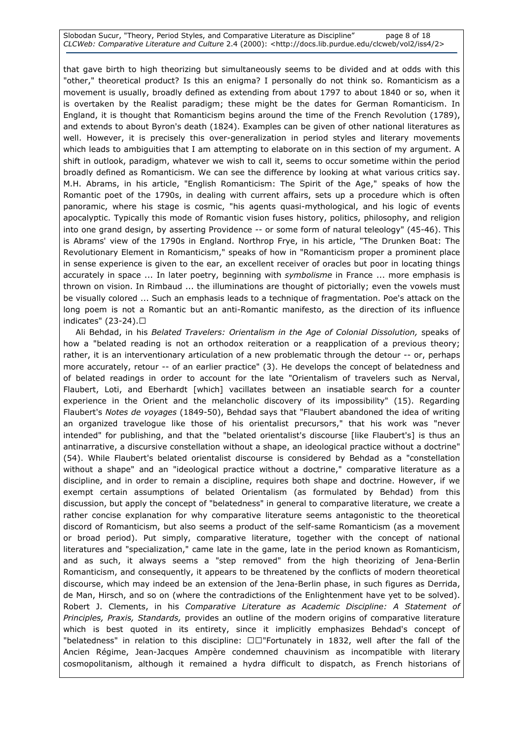that gave birth to high theorizing but simultaneously seems to be divided and at odds with this "other," theoretical product? Is this an enigma? I personally do not think so. Romanticism as a movement is usually, broadly defined as extending from about 1797 to about 1840 or so, when it is overtaken by the Realist paradigm; these might be the dates for German Romanticism. In England, it is thought that Romanticism begins around the time of the French Revolution (1789), and extends to about Byron's death (1824). Examples can be given of other national literatures as well. However, it is precisely this over-generalization in period styles and literary movements which leads to ambiguities that I am attempting to elaborate on in this section of my argument. A shift in outlook, paradigm, whatever we wish to call it, seems to occur sometime within the period broadly defined as Romanticism. We can see the difference by looking at what various critics say. M.H. Abrams, in his article, "English Romanticism: The Spirit of the Age," speaks of how the Romantic poet of the 1790s, in dealing with current affairs, sets up a procedure which is often panoramic, where his stage is cosmic, "his agents quasi-mythological, and his logic of events apocalyptic. Typically this mode of Romantic vision fuses history, politics, philosophy, and religion into one grand design, by asserting Providence -- or some form of natural teleology" (45-46). This is Abrams' view of the 1790s in England. Northrop Frye, in his article, "The Drunken Boat: The Revolutionary Element in Romanticism," speaks of how in "Romanticism proper a prominent place in sense experience is given to the ear, an excellent receiver of oracles but poor in locating things accurately in space ... In later poetry, beginning with *symbolisme* in France ... more emphasis is thrown on vision. In Rimbaud ... the illuminations are thought of pictorially; even the vowels must be visually colored ... Such an emphasis leads to a technique of fragmentation. Poe's attack on the long poem is not a Romantic but an anti-Romantic manifesto, as the direction of its influence indicates" (23-24).

Ali Behdad, in his *Belated Travelers: Orientalism in the Age of Colonial Dissolution,* speaks of how a "belated reading is not an orthodox reiteration or a reapplication of a previous theory; rather, it is an interventionary articulation of a new problematic through the detour -- or, perhaps more accurately, retour -- of an earlier practice" (3). He develops the concept of belatedness and of belated readings in order to account for the late "Orientalism of travelers such as Nerval, Flaubert, Loti, and Eberhardt [which] vacillates between an insatiable search for a counter experience in the Orient and the melancholic discovery of its impossibility" (15). Regarding Flaubert's *Notes de voyages* (1849-50), Behdad says that "Flaubert abandoned the idea of writing an organized travelogue like those of his orientalist precursors," that his work was "never intended" for publishing, and that the "belated orientalist's discourse [like Flaubert's] is thus an antinarrative, a discursive constellation without a shape, an ideological practice without a doctrine" (54). While Flaubert's belated orientalist discourse is considered by Behdad as a "constellation without a shape" and an "ideological practice without a doctrine," comparative literature as a discipline, and in order to remain a discipline, requires both shape and doctrine. However, if we exempt certain assumptions of belated Orientalism (as formulated by Behdad) from this discussion, but apply the concept of "belatedness" in general to comparative literature, we create a rather concise explanation for why comparative literature seems antagonistic to the theoretical discord of Romanticism, but also seems a product of the self-same Romanticism (as a movement or broad period). Put simply, comparative literature, together with the concept of national literatures and "specialization," came late in the game, late in the period known as Romanticism, and as such, it always seems a "step removed" from the high theorizing of Jena-Berlin Romanticism, and consequently, it appears to be threatened by the conflicts of modern theoretical discourse, which may indeed be an extension of the Jena-Berlin phase, in such figures as Derrida, de Man, Hirsch, and so on (where the contradictions of the Enlightenment have yet to be solved). Robert J. Clements, in his *Comparative Literature as Academic Discipline: A Statement of Principles, Praxis, Standards,* provides an outline of the modern origins of comparative literature which is best quoted in its entirety, since it implicitly emphasizes Behdad's concept of "belatedness" in relation to this discipline: "Fortunately in 1832, well after the fall of the Ancien Régime, Jean-Jacques Ampère condemned chauvinism as incompatible with literary cosmopolitanism, although it remained a hydra difficult to dispatch, as French historians of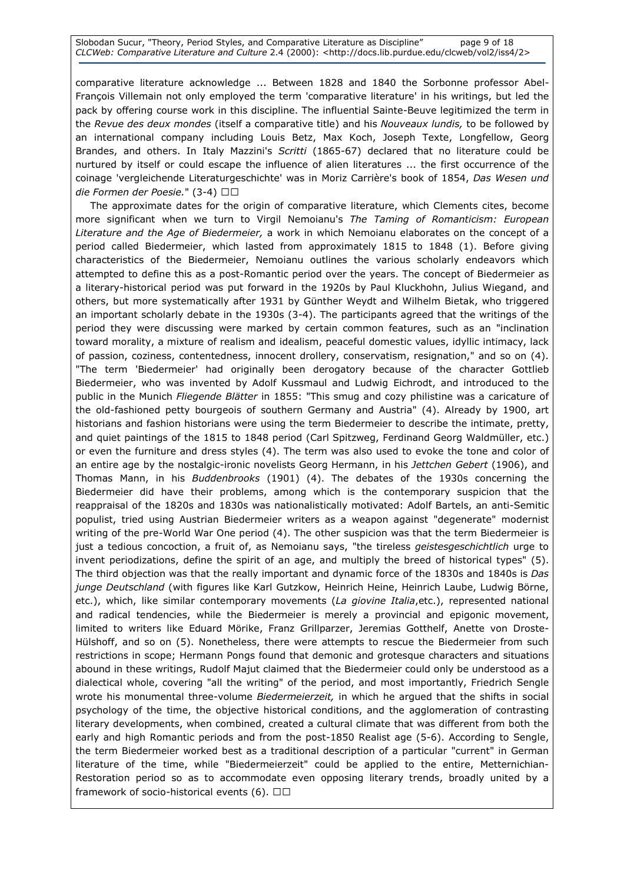comparative literature acknowledge ... Between 1828 and 1840 the Sorbonne professor Abel-François Villemain not only employed the term 'comparative literature' in his writings, but led the pack by offering course work in this discipline. The influential Sainte-Beuve legitimized the term in the *Revue des deux mondes* (itself a comparative title) and his *Nouveaux lundis,* to be followed by an international company including Louis Betz, Max Koch, Joseph Texte, Longfellow, Georg Brandes, and others. In Italy Mazzini's *Scritti* (1865-67) declared that no literature could be nurtured by itself or could escape the influence of alien literatures ... the first occurrence of the coinage 'vergleichende Literaturgeschichte' was in Moriz Carrière's book of 1854, *Das Wesen und die Formen der Poesie.*" (3-4)

The approximate dates for the origin of comparative literature, which Clements cites, become more significant when we turn to Virgil Nemoianu's *The Taming of Romanticism: European Literature and the Age of Biedermeier,* a work in which Nemoianu elaborates on the concept of a period called Biedermeier, which lasted from approximately 1815 to 1848 (1). Before giving characteristics of the Biedermeier, Nemoianu outlines the various scholarly endeavors which attempted to define this as a post-Romantic period over the years. The concept of Biedermeier as a literary-historical period was put forward in the 1920s by Paul Kluckhohn, Julius Wiegand, and others, but more systematically after 1931 by Günther Weydt and Wilhelm Bietak, who triggered an important scholarly debate in the 1930s (3-4). The participants agreed that the writings of the period they were discussing were marked by certain common features, such as an "inclination toward morality, a mixture of realism and idealism, peaceful domestic values, idyllic intimacy, lack of passion, coziness, contentedness, innocent drollery, conservatism, resignation," and so on (4). "The term 'Biedermeier' had originally been derogatory because of the character Gottlieb Biedermeier, who was invented by Adolf Kussmaul and Ludwig Eichrodt, and introduced to the public in the Munich *Fliegende Blätter* in 1855: "This smug and cozy philistine was a caricature of the old-fashioned petty bourgeois of southern Germany and Austria" (4). Already by 1900, art historians and fashion historians were using the term Biedermeier to describe the intimate, pretty, and quiet paintings of the 1815 to 1848 period (Carl Spitzweg, Ferdinand Georg Waldmüller, etc.) or even the furniture and dress styles (4). The term was also used to evoke the tone and color of an entire age by the nostalgic-ironic novelists Georg Hermann, in his *Jettchen Gebert* (1906), and Thomas Mann, in his *Buddenbrooks* (1901) (4). The debates of the 1930s concerning the Biedermeier did have their problems, among which is the contemporary suspicion that the reappraisal of the 1820s and 1830s was nationalistically motivated: Adolf Bartels, an anti-Semitic populist, tried using Austrian Biedermeier writers as a weapon against "degenerate" modernist writing of the pre-World War One period (4). The other suspicion was that the term Biedermeier is just a tedious concoction, a fruit of, as Nemoianu says, "the tireless *geistesgeschichtlich* urge to invent periodizations, define the spirit of an age, and multiply the breed of historical types" (5). The third objection was that the really important and dynamic force of the 1830s and 1840s is *Das junge Deutschland* (with figures like Karl Gutzkow, Heinrich Heine, Heinrich Laube, Ludwig Börne, etc.), which, like similar contemporary movements (*La giovine Italia*,etc.), represented national and radical tendencies, while the Biedermeier is merely a provincial and epigonic movement, limited to writers like Eduard Mörike, Franz Grillparzer, Jeremias Gotthelf, Anette von Droste-Hülshoff, and so on (5). Nonetheless, there were attempts to rescue the Biedermeier from such restrictions in scope; Hermann Pongs found that demonic and grotesque characters and situations abound in these writings, Rudolf Majut claimed that the Biedermeier could only be understood as a dialectical whole, covering "all the writing" of the period, and most importantly, Friedrich Sengle wrote his monumental three-volume *Biedermeierzeit,* in which he argued that the shifts in social psychology of the time, the objective historical conditions, and the agglomeration of contrasting literary developments, when combined, created a cultural climate that was different from both the early and high Romantic periods and from the post-1850 Realist age (5-6). According to Sengle, the term Biedermeier worked best as a traditional description of a particular "current" in German literature of the time, while "Biedermeierzeit" could be applied to the entire, Metternichian-Restoration period so as to accommodate even opposing literary trends, broadly united by a framework of socio-historical events (6).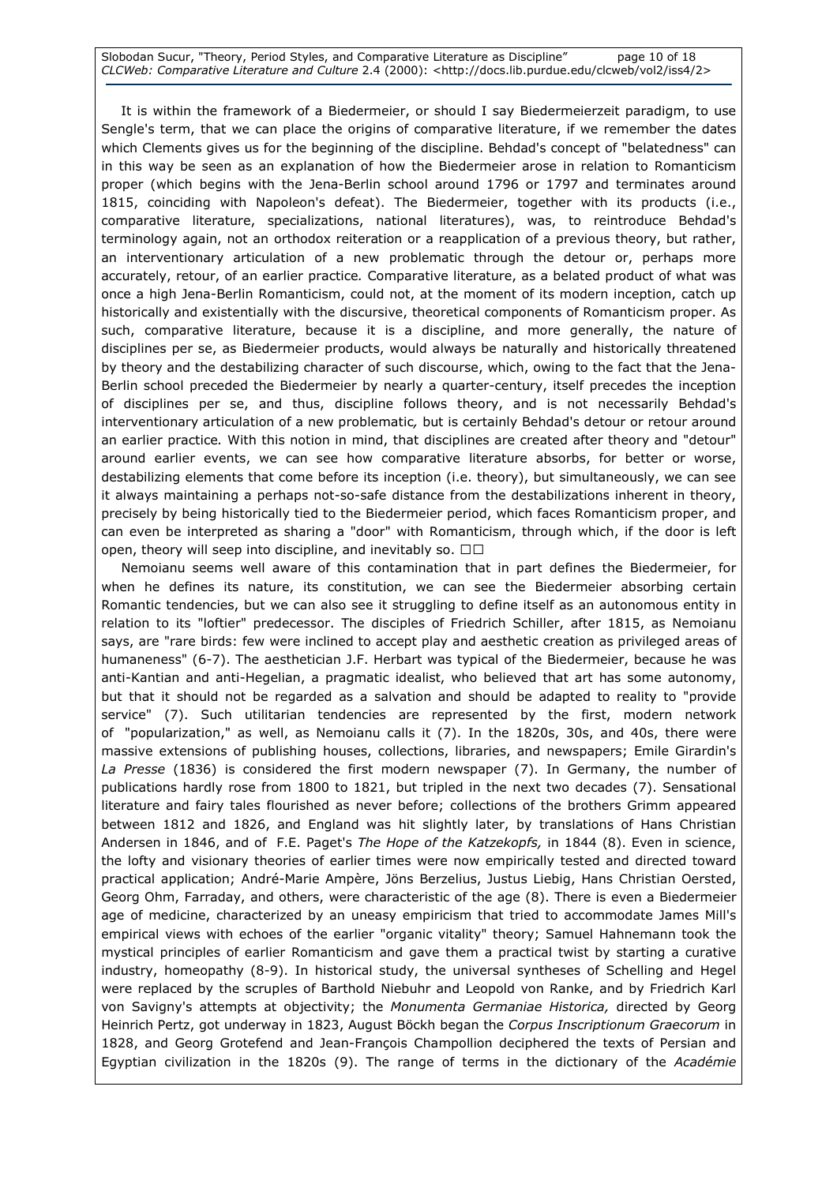It is within the framework of a Biedermeier, or should I say Biedermeierzeit paradigm, to use Sengle's term, that we can place the origins of comparative literature, if we remember the dates which Clements gives us for the beginning of the discipline. Behdad's concept of "belatedness" can in this way be seen as an explanation of how the Biedermeier arose in relation to Romanticism proper (which begins with the Jena-Berlin school around 1796 or 1797 and terminates around 1815, coinciding with Napoleon's defeat). The Biedermeier, together with its products (i.e., comparative literature, specializations, national literatures), was, to reintroduce Behdad's terminology again, not an orthodox reiteration or a reapplication of a previous theory, but rather, an interventionary articulation of a new problematic through the detour or, perhaps more accurately, retour, of an earlier practice*.* Comparative literature, as a belated product of what was once a high Jena-Berlin Romanticism, could not, at the moment of its modern inception, catch up historically and existentially with the discursive, theoretical components of Romanticism proper. As such, comparative literature, because it is a discipline, and more generally, the nature of disciplines per se, as Biedermeier products, would always be naturally and historically threatened by theory and the destabilizing character of such discourse, which, owing to the fact that the Jena-Berlin school preceded the Biedermeier by nearly a quarter-century, itself precedes the inception of disciplines per se, and thus, discipline follows theory, and is not necessarily Behdad's interventionary articulation of a new problematic*,* but is certainly Behdad's detour or retour around an earlier practice*.* With this notion in mind, that disciplines are created after theory and "detour" around earlier events, we can see how comparative literature absorbs, for better or worse, destabilizing elements that come before its inception (i.e. theory), but simultaneously, we can see it always maintaining a perhaps not-so-safe distance from the destabilizations inherent in theory, precisely by being historically tied to the Biedermeier period, which faces Romanticism proper, and can even be interpreted as sharing a "door" with Romanticism, through which, if the door is left open, theory will seep into discipline, and inevitably so. □□

Nemoianu seems well aware of this contamination that in part defines the Biedermeier, for when he defines its nature, its constitution, we can see the Biedermeier absorbing certain Romantic tendencies, but we can also see it struggling to define itself as an autonomous entity in relation to its "loftier" predecessor. The disciples of Friedrich Schiller, after 1815, as Nemoianu says, are "rare birds: few were inclined to accept play and aesthetic creation as privileged areas of humaneness" (6-7). The aesthetician J.F. Herbart was typical of the Biedermeier, because he was anti-Kantian and anti-Hegelian, a pragmatic idealist, who believed that art has some autonomy, but that it should not be regarded as a salvation and should be adapted to reality to "provide service" (7). Such utilitarian tendencies are represented by the first, modern network of "popularization," as well, as Nemoianu calls it (7). In the 1820s, 30s, and 40s, there were massive extensions of publishing houses, collections, libraries, and newspapers; Emile Girardin's *La Presse* (1836) is considered the first modern newspaper (7). In Germany, the number of publications hardly rose from 1800 to 1821, but tripled in the next two decades (7). Sensational literature and fairy tales flourished as never before; collections of the brothers Grimm appeared between 1812 and 1826, and England was hit slightly later, by translations of Hans Christian Andersen in 1846, and of F.E. Paget's *The Hope of the Katzekopfs,* in 1844 (8). Even in science, the lofty and visionary theories of earlier times were now empirically tested and directed toward practical application; André-Marie Ampère, Jöns Berzelius, Justus Liebig, Hans Christian Oersted, Georg Ohm, Farraday, and others, were characteristic of the age (8). There is even a Biedermeier age of medicine, characterized by an uneasy empiricism that tried to accommodate James Mill's empirical views with echoes of the earlier "organic vitality" theory; Samuel Hahnemann took the mystical principles of earlier Romanticism and gave them a practical twist by starting a curative industry, homeopathy (8-9). In historical study, the universal syntheses of Schelling and Hegel were replaced by the scruples of Barthold Niebuhr and Leopold von Ranke, and by Friedrich Karl von Savigny's attempts at objectivity; the *Monumenta Germaniae Historica,* directed by Georg Heinrich Pertz, got underway in 1823, August Böckh began the *Corpus Inscriptionum Graecorum* in 1828, and Georg Grotefend and Jean-François Champollion deciphered the texts of Persian and Egyptian civilization in the 1820s (9). The range of terms in the dictionary of the *Académie*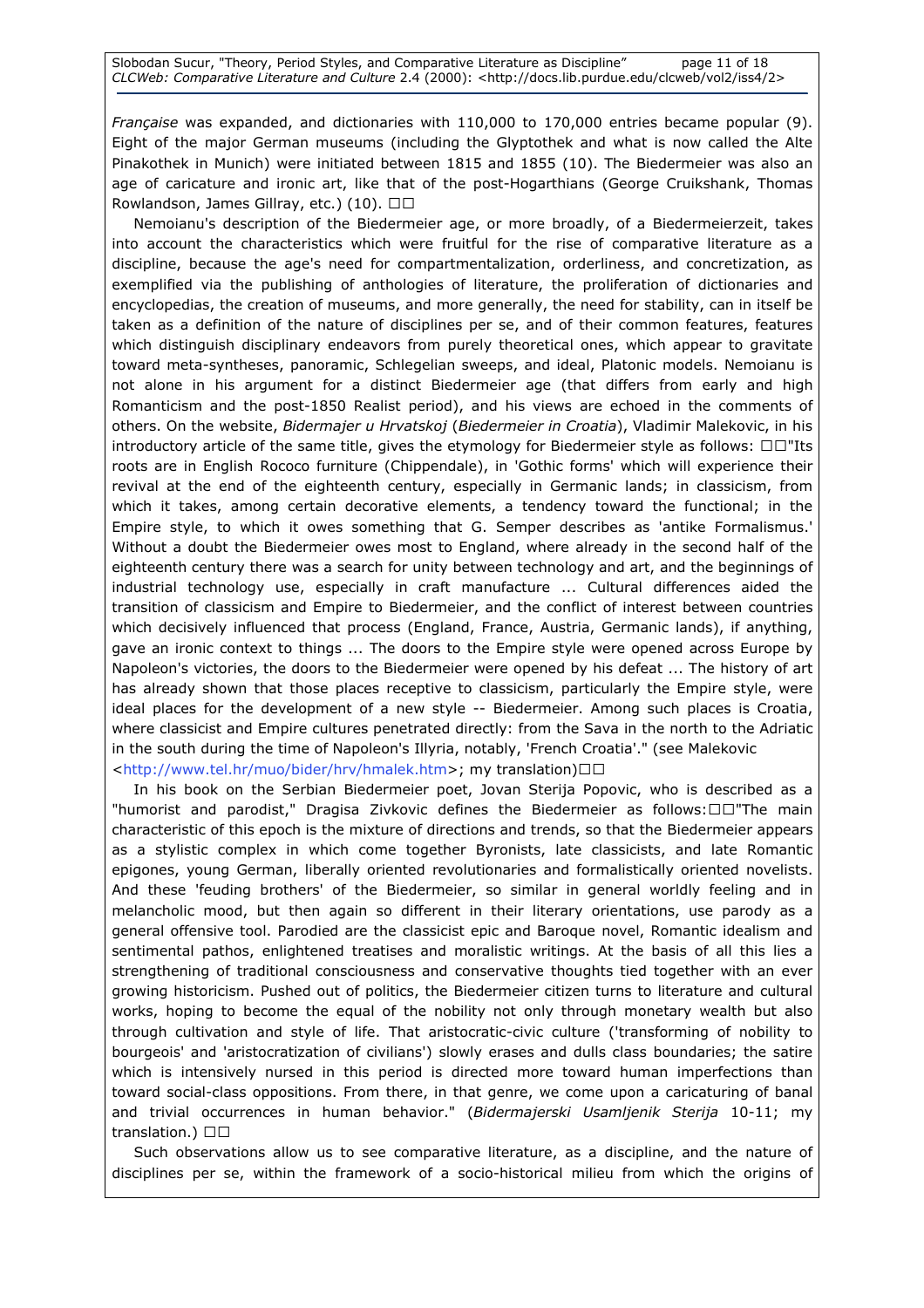*Française* was expanded, and dictionaries with 110,000 to 170,000 entries became popular (9). Eight of the major German museums (including the Glyptothek and what is now called the Alte Pinakothek in Munich) were initiated between 1815 and 1855 (10). The Biedermeier was also an age of caricature and ironic art, like that of the post-Hogarthians (George Cruikshank, Thomas Rowlandson, James Gillray, etc.) (10).

Nemoianu's description of the Biedermeier age, or more broadly, of a Biedermeierzeit, takes into account the characteristics which were fruitful for the rise of comparative literature as a discipline, because the age's need for compartmentalization, orderliness, and concretization, as exemplified via the publishing of anthologies of literature, the proliferation of dictionaries and encyclopedias, the creation of museums, and more generally, the need for stability, can in itself be taken as a definition of the nature of disciplines per se, and of their common features, features which distinguish disciplinary endeavors from purely theoretical ones, which appear to gravitate toward meta-syntheses, panoramic, Schlegelian sweeps, and ideal, Platonic models. Nemoianu is not alone in his argument for a distinct Biedermeier age (that differs from early and high Romanticism and the post-1850 Realist period), and his views are echoed in the comments of others. On the website, *Bidermajer u Hrvatskoj* (*Biedermeier in Croatia*), Vladimir Malekovic, in his introductory article of the same title, gives the etymology for Biedermeier style as follows: "Its roots are in English Rococo furniture (Chippendale), in 'Gothic forms' which will experience their revival at the end of the eighteenth century, especially in Germanic lands; in classicism, from which it takes, among certain decorative elements, a tendency toward the functional; in the Empire style, to which it owes something that G. Semper describes as 'antike Formalismus.' Without a doubt the Biedermeier owes most to England, where already in the second half of the eighteenth century there was a search for unity between technology and art, and the beginnings of industrial technology use, especially in craft manufacture ... Cultural differences aided the transition of classicism and Empire to Biedermeier, and the conflict of interest between countries which decisively influenced that process (England, France, Austria, Germanic lands), if anything, gave an ironic context to things ... The doors to the Empire style were opened across Europe by Napoleon's victories, the doors to the Biedermeier were opened by his defeat ... The history of art has already shown that those places receptive to classicism, particularly the Empire style, were ideal places for the development of a new style -- Biedermeier. Among such places is Croatia, where classicist and Empire cultures penetrated directly: from the Sava in the north to the Adriatic in the south during the time of Napoleon's Illyria, notably, 'French Croatia'." (see Malekovic <http://www.tel.hr/muo/bider/hrv/hmalek.htm>; my translation)

In his book on the Serbian Biedermeier poet, Jovan Sterija Popovic, who is described as a "humorist and parodist," Dragisa Zivkovic defines the Biedermeier as follows: "The main characteristic of this epoch is the mixture of directions and trends, so that the Biedermeier appears as a stylistic complex in which come together Byronists, late classicists, and late Romantic epigones, young German, liberally oriented revolutionaries and formalistically oriented novelists. And these 'feuding brothers' of the Biedermeier, so similar in general worldly feeling and in melancholic mood, but then again so different in their literary orientations, use parody as a general offensive tool. Parodied are the classicist epic and Baroque novel, Romantic idealism and sentimental pathos, enlightened treatises and moralistic writings. At the basis of all this lies a strengthening of traditional consciousness and conservative thoughts tied together with an ever growing historicism. Pushed out of politics, the Biedermeier citizen turns to literature and cultural works, hoping to become the equal of the nobility not only through monetary wealth but also through cultivation and style of life. That aristocratic-civic culture ('transforming of nobility to bourgeois' and 'aristocratization of civilians') slowly erases and dulls class boundaries; the satire which is intensively nursed in this period is directed more toward human imperfections than toward social-class oppositions. From there, in that genre, we come upon a caricaturing of banal and trivial occurrences in human behavior." (*Bidermajerski Usamljenik Sterija* 10-11; my translation.)

Such observations allow us to see comparative literature, as a discipline, and the nature of disciplines per se, within the framework of a socio-historical milieu from which the origins of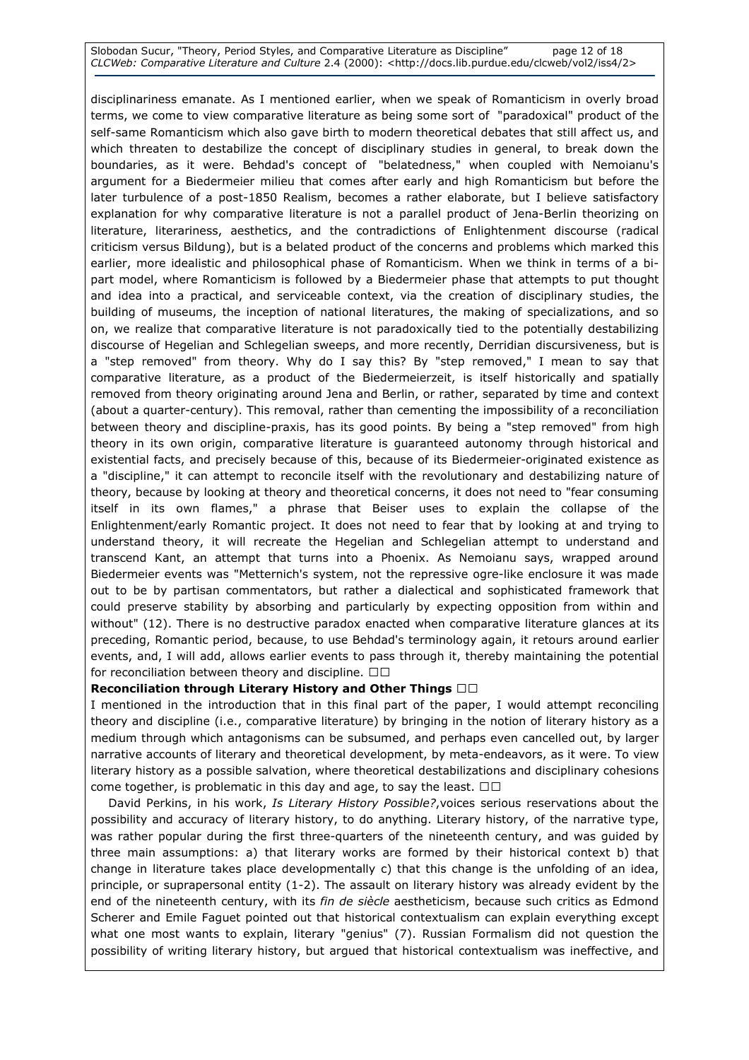disciplinariness emanate. As I mentioned earlier, when we speak of Romanticism in overly broad terms, we come to view comparative literature as being some sort of "paradoxical" product of the self-same Romanticism which also gave birth to modern theoretical debates that still affect us, and which threaten to destabilize the concept of disciplinary studies in general, to break down the boundaries, as it were. Behdad's concept of "belatedness," when coupled with Nemoianu's argument for a Biedermeier milieu that comes after early and high Romanticism but before the later turbulence of a post-1850 Realism, becomes a rather elaborate, but I believe satisfactory explanation for why comparative literature is not a parallel product of Jena-Berlin theorizing on literature, literariness, aesthetics, and the contradictions of Enlightenment discourse (radical criticism versus Bildung), but is a belated product of the concerns and problems which marked this earlier, more idealistic and philosophical phase of Romanticism. When we think in terms of a bi-part model, where Romanticism is followed by a Biedermeier phase that attempts to put thought and idea into a practical, and serviceable context, via the creation of disciplinary studies, the building of museums, the inception of national literatures, the making of specializations, and so on, we realize that comparative literature is not paradoxically tied to the potentially destabilizing discourse of Hegelian and Schlegelian sweeps, and more recently, Derridian discursiveness, but is a "step removed" from theory. Why do I say this? By "step removed," I mean to say that comparative literature, as a product of the Biedermeierzeit, is itself historically and spatially removed from theory originating around Jena and Berlin, or rather, separated by time and context (about a quarter-century). This removal, rather than cementing the impossibility of a reconciliation between theory and discipline-praxis, has its good points. By being a "step removed" from high theory in its own origin, comparative literature is guaranteed autonomy through historical and existential facts, and precisely because of this, because of its Biedermeier-originated existence as a "discipline," it can attempt to reconcile itself with the revolutionary and destabilizing nature of theory, because by looking at theory and theoretical concerns, it does not need to "fear consuming itself in its own flames," a phrase that Beiser uses to explain the collapse of the Enlightenment/early Romantic project. It does not need to fear that by looking at and trying to understand theory, it will recreate the Hegelian and Schlegelian attempt to understand and transcend Kant, an attempt that turns into a Phoenix. As Nemoianu says, wrapped around Biedermeier events was "Metternich's system, not the repressive ogre-like enclosure it was made out to be by partisan commentators, but rather a dialectical and sophisticated framework that could preserve stability by absorbing and particularly by expecting opposition from within and without" (12). There is no destructive paradox enacted when comparative literature glances at its preceding, Romantic period, because, to use Behdad's terminology again, it retours around earlier events, and, I will add, allows earlier events to pass through it, thereby maintaining the potential for reconciliation between theory and discipline.

**Reconciliation through Literary History and Other Things**

I mentioned in the introduction that in this final part of the paper, I would attempt reconciling theory and discipline (i.e., comparative literature) by bringing in the notion of literary history as a medium through which antagonisms can be subsumed, and perhaps even cancelled out, by larger narrative accounts of literary and theoretical development, by meta-endeavors, as it were. To view literary history as a possible salvation, where theoretical destabilizations and disciplinary cohesions come together, is problematic in this day and age, to say the least.

David Perkins, in his work, *Is Literary History Possible?*,voices serious reservations about the possibility and accuracy of literary history, to do anything. Literary history, of the narrative type, was rather popular during the first three-quarters of the nineteenth century, and was guided by three main assumptions: a) that literary works are formed by their historical context b) that change in literature takes place developmentally c) that this change is the unfolding of an idea, principle, or suprapersonal entity (1-2). The assault on literary history was already evident by the end of the nineteenth century, with its *fin de siècle* aestheticism, because such critics as Edmond Scherer and Emile Faguet pointed out that historical contextualism can explain everything except what one most wants to explain, literary "genius" (7). Russian Formalism did not question the possibility of writing literary history, but argued that historical contextualism was ineffective, and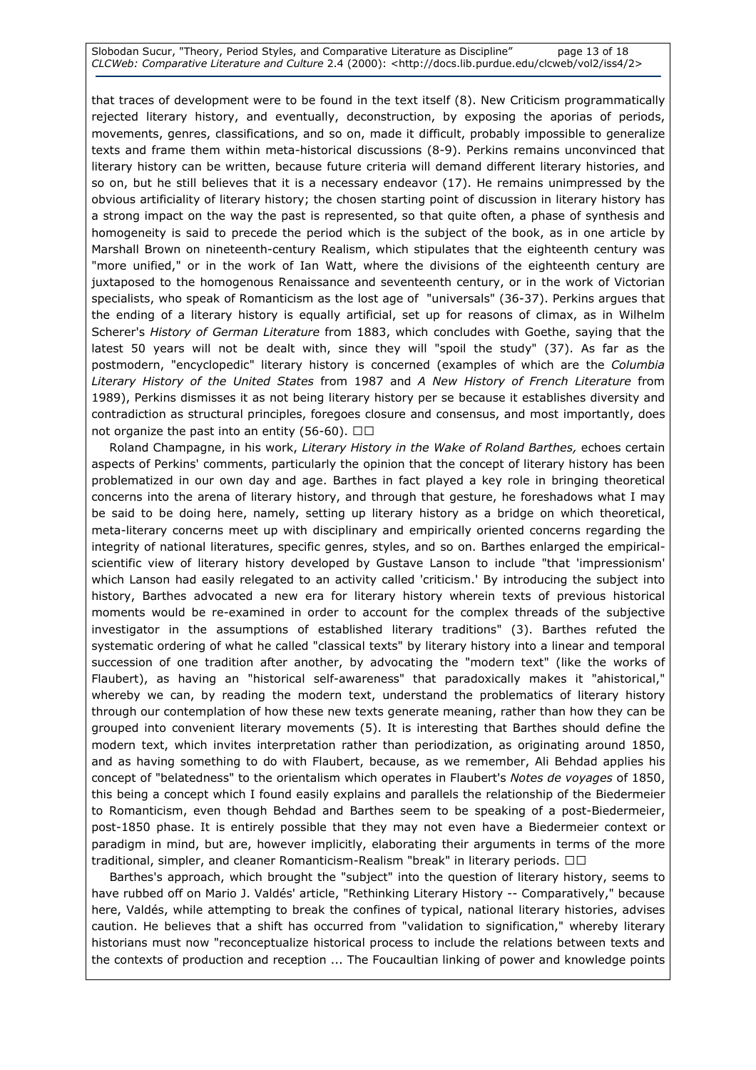that traces of development were to be found in the text itself (8). New Criticism programmatically rejected literary history, and eventually, deconstruction, by exposing the aporias of periods, movements, genres, classifications, and so on, made it difficult, probably impossible to generalize texts and frame them within meta-historical discussions (8-9). Perkins remains unconvinced that literary history can be written, because future criteria will demand different literary histories, and so on, but he still believes that it is a necessary endeavor (17). He remains unimpressed by the obvious artificiality of literary history; the chosen starting point of discussion in literary history has a strong impact on the way the past is represented, so that quite often, a phase of synthesis and homogeneity is said to precede the period which is the subject of the book, as in one article by Marshall Brown on nineteenth-century Realism, which stipulates that the eighteenth century was "more unified," or in the work of Ian Watt, where the divisions of the eighteenth century are juxtaposed to the homogenous Renaissance and seventeenth century, or in the work of Victorian specialists, who speak of Romanticism as the lost age of "universals" (36-37). Perkins argues that the ending of a literary history is equally artificial, set up for reasons of climax, as in Wilhelm Scherer's *History of German Literature* from 1883, which concludes with Goethe, saying that the latest 50 years will not be dealt with, since they will "spoil the study" (37). As far as the postmodern, "encyclopedic" literary history is concerned (examples of which are the *Columbia Literary History of the United States* from 1987 and *A New History of French Literature* from 1989), Perkins dismisses it as not being literary history per se because it establishes diversity and contradiction as structural principles, foregoes closure and consensus, and most importantly, does not organize the past into an entity (56-60).

Roland Champagne, in his work, *Literary History in the Wake of Roland Barthes,* echoes certain aspects of Perkins' comments, particularly the opinion that the concept of literary history has been problematized in our own day and age. Barthes in fact played a key role in bringing theoretical concerns into the arena of literary history, and through that gesture, he foreshadows what I may be said to be doing here, namely, setting up literary history as a bridge on which theoretical, meta-literary concerns meet up with disciplinary and empirically oriented concerns regarding the integrity of national literatures, specific genres, styles, and so on. Barthes enlarged the empirical-scientific view of literary history developed by Gustave Lanson to include "that 'impressionism' which Lanson had easily relegated to an activity called 'criticism.' By introducing the subject into history, Barthes advocated a new era for literary history wherein texts of previous historical moments would be re-examined in order to account for the complex threads of the subjective investigator in the assumptions of established literary traditions" (3). Barthes refuted the systematic ordering of what he called "classical texts" by literary history into a linear and temporal succession of one tradition after another, by advocating the "modern text" (like the works of Flaubert), as having an "historical self-awareness" that paradoxically makes it "ahistorical," whereby we can, by reading the modern text, understand the problematics of literary history through our contemplation of how these new texts generate meaning, rather than how they can be grouped into convenient literary movements (5). It is interesting that Barthes should define the modern text, which invites interpretation rather than periodization, as originating around 1850, and as having something to do with Flaubert, because, as we remember, Ali Behdad applies his concept of "belatedness" to the orientalism which operates in Flaubert's *Notes de voyages* of 1850, this being a concept which I found easily explains and parallels the relationship of the Biedermeier to Romanticism, even though Behdad and Barthes seem to be speaking of a post-Biedermeier, post-1850 phase. It is entirely possible that they may not even have a Biedermeier context or paradigm in mind, but are, however implicitly, elaborating their arguments in terms of the more traditional, simpler, and cleaner Romanticism-Realism "break" in literary periods.

Barthes's approach, which brought the "subject" into the question of literary history, seems to have rubbed off on Mario J. Valdés' article, "Rethinking Literary History -- Comparatively," because here, Valdés, while attempting to break the confines of typical, national literary histories, advises caution. He believes that a shift has occurred from "validation to signification," whereby literary historians must now "reconceptualize historical process to include the relations between texts and the contexts of production and reception ... The Foucaultian linking of power and knowledge points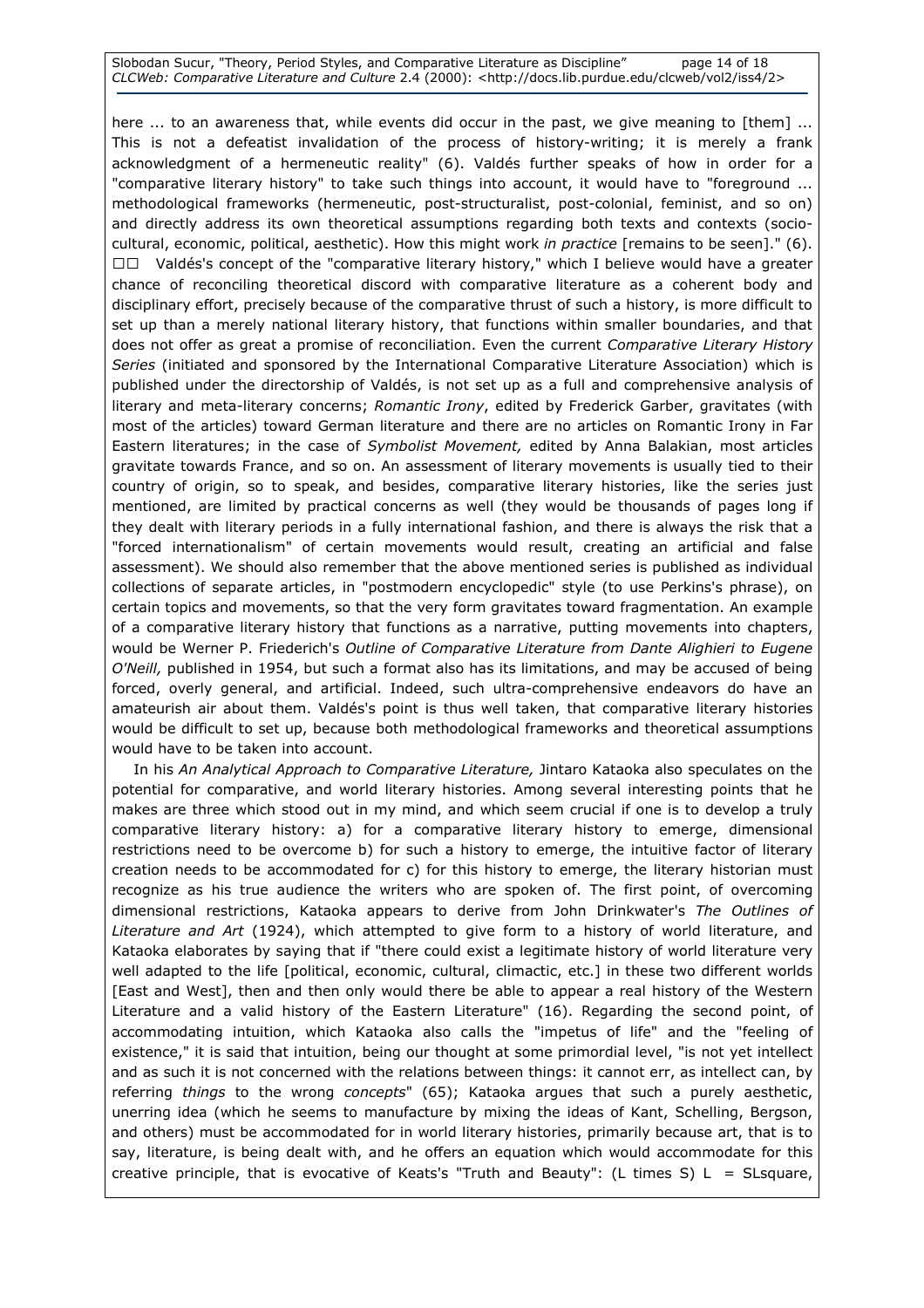here ... to an awareness that, while events did occur in the past, we give meaning to [them] ... This is not a defeatist invalidation of the process of history-writing; it is merely a frank acknowledgment of a hermeneutic reality" (6). Valdés further speaks of how in order for a "comparative literary history" to take such things into account, it would have to "foreground ... methodological frameworks (hermeneutic, post-structuralist, post-colonial, feminist, and so on) and directly address its own theoretical assumptions regarding both texts and contexts (socio-cultural, economic, political, aesthetic). How this might work *in practice* [remains to be seen]." (6).

Valdés's concept of the "comparative literary history," which I believe would have a greater chance of reconciling theoretical discord with comparative literature as a coherent body and disciplinary effort, precisely because of the comparative thrust of such a history, is more difficult to set up than a merely national literary history, that functions within smaller boundaries, and that does not offer as great a promise of reconciliation. Even the current *Comparative Literary History Series* (initiated and sponsored by the International Comparative Literature Association) which is published under the directorship of Valdés, is not set up as a full and comprehensive analysis of literary and meta-literary concerns; *Romantic Irony*, edited by Frederick Garber, gravitates (with most of the articles) toward German literature and there are no articles on Romantic Irony in Far Eastern literatures; in the case of *Symbolist Movement,* edited by Anna Balakian, most articles gravitate towards France, and so on. An assessment of literary movements is usually tied to their country of origin, so to speak, and besides, comparative literary histories, like the series just mentioned, are limited by practical concerns as well (they would be thousands of pages long if they dealt with literary periods in a fully international fashion, and there is always the risk that a "forced internationalism" of certain movements would result, creating an artificial and false assessment). We should also remember that the above mentioned series is published as individual collections of separate articles, in "postmodern encyclopedic" style (to use Perkins's phrase), on certain topics and movements, so that the very form gravitates toward fragmentation. An example of a comparative literary history that functions as a narrative, putting movements into chapters, would be Werner P. Friederich's *Outline of Comparative Literature from Dante Alighieri to Eugene O'Neill,* published in 1954, but such a format also has its limitations, and may be accused of being forced, overly general, and artificial. Indeed, such ultra-comprehensive endeavors do have an amateurish air about them. Valdés's point is thus well taken, that comparative literary histories would be difficult to set up, because both methodological frameworks and theoretical assumptions would have to be taken into account.

In his *An Analytical Approach to Comparative Literature,* Jintaro Kataoka also speculates on the potential for comparative, and world literary histories. Among several interesting points that he makes are three which stood out in my mind, and which seem crucial if one is to develop a truly comparative literary history: a) for a comparative literary history to emerge, dimensional restrictions need to be overcome b) for such a history to emerge, the intuitive factor of literary creation needs to be accommodated for c) for this history to emerge, the literary historian must recognize as his true audience the writers who are spoken of. The first point, of overcoming dimensional restrictions, Kataoka appears to derive from John Drinkwater's *The Outlines of Literature and Art* (1924), which attempted to give form to a history of world literature, and Kataoka elaborates by saying that if "there could exist a legitimate history of world literature very well adapted to the life [political, economic, cultural, climactic, etc.] in these two different worlds [East and West], then and then only would there be able to appear a real history of the Western Literature and a valid history of the Eastern Literature" (16). Regarding the second point, of accommodating intuition, which Kataoka also calls the "impetus of life" and the "feeling of existence," it is said that intuition, being our thought at some primordial level, "is not yet intellect and as such it is not concerned with the relations between things: it cannot err, as intellect can, by referring *things* to the wrong *concepts*" (65); Kataoka argues that such a purely aesthetic, unerring idea (which he seems to manufacture by mixing the ideas of Kant, Schelling, Bergson, and others) must be accommodated for in world literary histories, primarily because art, that is to say, literature, is being dealt with, and he offers an equation which would accommodate for this creative principle, that is evocative of Keats's "Truth and Beauty": (L times S) L = SLsquare,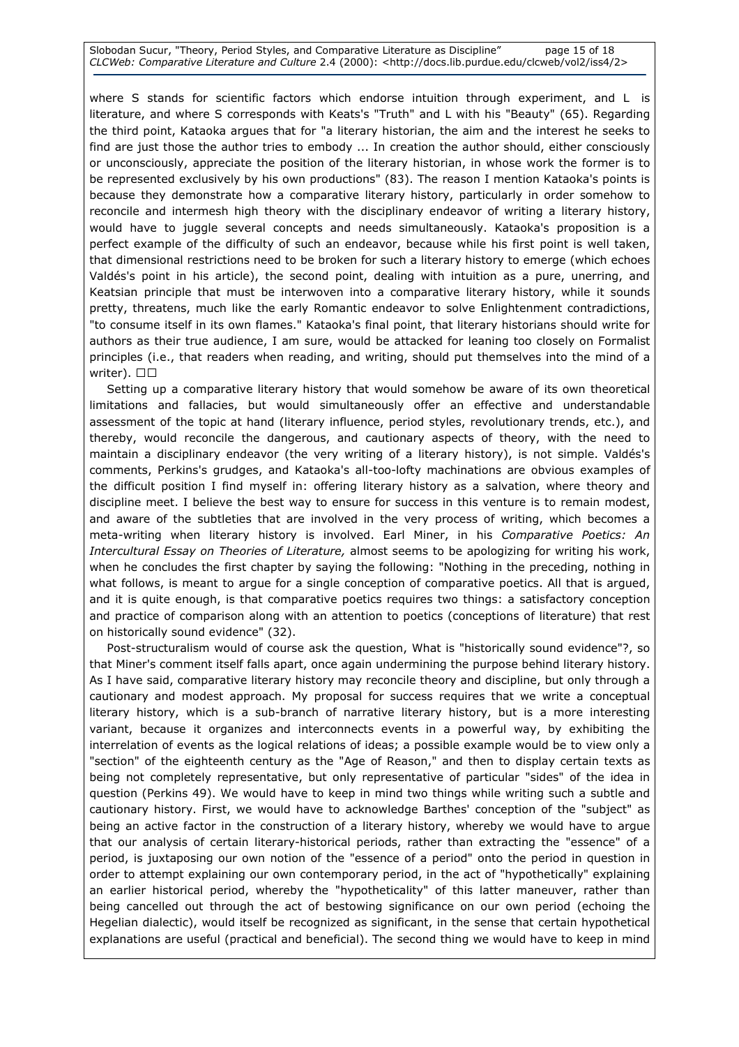where S stands for scientific factors which endorse intuition through experiment, and L is literature, and where S corresponds with Keats's "Truth" and L with his "Beauty" (65). Regarding the third point, Kataoka argues that for "a literary historian, the aim and the interest he seeks to find are just those the author tries to embody ... In creation the author should, either consciously or unconsciously, appreciate the position of the literary historian, in whose work the former is to be represented exclusively by his own productions" (83). The reason I mention Kataoka's points is because they demonstrate how a comparative literary history, particularly in order somehow to reconcile and intermesh high theory with the disciplinary endeavor of writing a literary history, would have to juggle several concepts and needs simultaneously. Kataoka's proposition is a perfect example of the difficulty of such an endeavor, because while his first point is well taken, that dimensional restrictions need to be broken for such a literary history to emerge (which echoes Valdés's point in his article), the second point, dealing with intuition as a pure, unerring, and Keatsian principle that must be interwoven into a comparative literary history, while it sounds pretty, threatens, much like the early Romantic endeavor to solve Enlightenment contradictions, "to consume itself in its own flames." Kataoka's final point, that literary historians should write for authors as their true audience, I am sure, would be attacked for leaning too closely on Formalist principles (i.e., that readers when reading, and writing, should put themselves into the mind of a writer).

Setting up a comparative literary history that would somehow be aware of its own theoretical limitations and fallacies, but would simultaneously offer an effective and understandable assessment of the topic at hand (literary influence, period styles, revolutionary trends, etc.), and thereby, would reconcile the dangerous, and cautionary aspects of theory, with the need to maintain a disciplinary endeavor (the very writing of a literary history), is not simple. Valdés's comments, Perkins's grudges, and Kataoka's all-too-lofty machinations are obvious examples of the difficult position I find myself in: offering literary history as a salvation, where theory and discipline meet. I believe the best way to ensure for success in this venture is to remain modest, and aware of the subtleties that are involved in the very process of writing, which becomes a meta-writing when literary history is involved. Earl Miner, in his *Comparative Poetics: An Intercultural Essay on Theories of Literature,* almost seems to be apologizing for writing his work, when he concludes the first chapter by saying the following: "Nothing in the preceding, nothing in what follows, is meant to argue for a single conception of comparative poetics. All that is argued, and it is quite enough, is that comparative poetics requires two things: a satisfactory conception and practice of comparison along with an attention to poetics (conceptions of literature) that rest on historically sound evidence" (32).

Post-structuralism would of course ask the question, What is "historically sound evidence"?, so that Miner's comment itself falls apart, once again undermining the purpose behind literary history. As I have said, comparative literary history may reconcile theory and discipline, but only through a cautionary and modest approach. My proposal for success requires that we write a conceptual literary history, which is a sub-branch of narrative literary history, but is a more interesting variant, because it organizes and interconnects events in a powerful way, by exhibiting the interrelation of events as the logical relations of ideas; a possible example would be to view only a "section" of the eighteenth century as the "Age of Reason," and then to display certain texts as being not completely representative, but only representative of particular "sides" of the idea in question (Perkins 49). We would have to keep in mind two things while writing such a subtle and cautionary history. First, we would have to acknowledge Barthes' conception of the "subject" as being an active factor in the construction of a literary history, whereby we would have to argue that our analysis of certain literary-historical periods, rather than extracting the "essence" of a period, is juxtaposing our own notion of the "essence of a period" onto the period in question in order to attempt explaining our own contemporary period, in the act of "hypothetically" explaining an earlier historical period, whereby the "hypotheticality" of this latter maneuver, rather than being cancelled out through the act of bestowing significance on our own period (echoing the Hegelian dialectic), would itself be recognized as significant, in the sense that certain hypothetical explanations are useful (practical and beneficial). The second thing we would have to keep in mind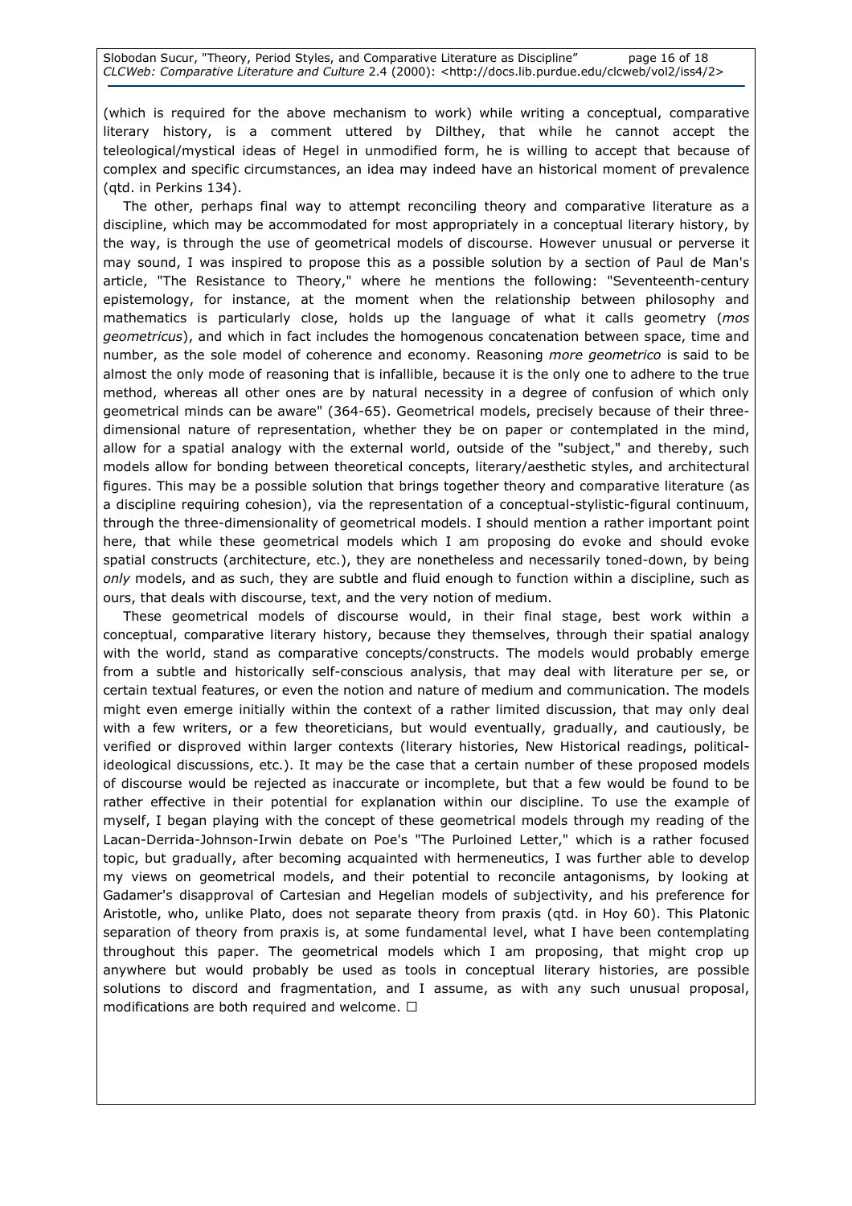(which is required for the above mechanism to work) while writing a conceptual, comparative literary history, is a comment uttered by Dilthey, that while he cannot accept the teleological/mystical ideas of Hegel in unmodified form, he is willing to accept that because of complex and specific circumstances, an idea may indeed have an historical moment of prevalence (qtd. in Perkins 134).

The other, perhaps final way to attempt reconciling theory and comparative literature as a discipline, which may be accommodated for most appropriately in a conceptual literary history, by the way, is through the use of geometrical models of discourse. However unusual or perverse it may sound, I was inspired to propose this as a possible solution by a section of Paul de Man's article, "The Resistance to Theory," where he mentions the following: "Seventeenth-century epistemology, for instance, at the moment when the relationship between philosophy and mathematics is particularly close, holds up the language of what it calls geometry (*mos geometricus*), and which in fact includes the homogenous concatenation between space, time and number, as the sole model of coherence and economy. Reasoning *more geometrico* is said to be almost the only mode of reasoning that is infallible, because it is the only one to adhere to the true method, whereas all other ones are by natural necessity in a degree of confusion of which only geometrical minds can be aware" (364-65). Geometrical models, precisely because of their three-dimensional nature of representation, whether they be on paper or contemplated in the mind, allow for a spatial analogy with the external world, outside of the "subject," and thereby, such models allow for bonding between theoretical concepts, literary/aesthetic styles, and architectural figures. This may be a possible solution that brings together theory and comparative literature (as a discipline requiring cohesion), via the representation of a conceptual-stylistic-figural continuum, through the three-dimensionality of geometrical models. I should mention a rather important point here, that while these geometrical models which I am proposing do evoke and should evoke spatial constructs (architecture, etc.), they are nonetheless and necessarily toned-down, by being *only* models, and as such, they are subtle and fluid enough to function within a discipline, such as ours, that deals with discourse, text, and the very notion of medium.

These geometrical models of discourse would, in their final stage, best work within a conceptual, comparative literary history, because they themselves, through their spatial analogy with the world, stand as comparative concepts/constructs. The models would probably emerge from a subtle and historically self-conscious analysis, that may deal with literature per se, or certain textual features, or even the notion and nature of medium and communication. The models might even emerge initially within the context of a rather limited discussion, that may only deal with a few writers, or a few theoreticians, but would eventually, gradually, and cautiously, be verified or disproved within larger contexts (literary histories, New Historical readings, political-ideological discussions, etc.). It may be the case that a certain number of these proposed models of discourse would be rejected as inaccurate or incomplete, but that a few would be found to be rather effective in their potential for explanation within our discipline. To use the example of myself, I began playing with the concept of these geometrical models through my reading of the Lacan-Derrida-Johnson-Irwin debate on Poe's "The Purloined Letter," which is a rather focused topic, but gradually, after becoming acquainted with hermeneutics, I was further able to develop my views on geometrical models, and their potential to reconcile antagonisms, by looking at Gadamer's disapproval of Cartesian and Hegelian models of subjectivity, and his preference for Aristotle, who, unlike Plato, does not separate theory from praxis (qtd. in Hoy 60). This Platonic separation of theory from praxis is, at some fundamental level, what I have been contemplating throughout this paper. The geometrical models which I am proposing, that might crop up anywhere but would probably be used as tools in conceptual literary histories, are possible solutions to discord and fragmentation, and I assume, as with any such unusual proposal, modifications are both required and welcome. □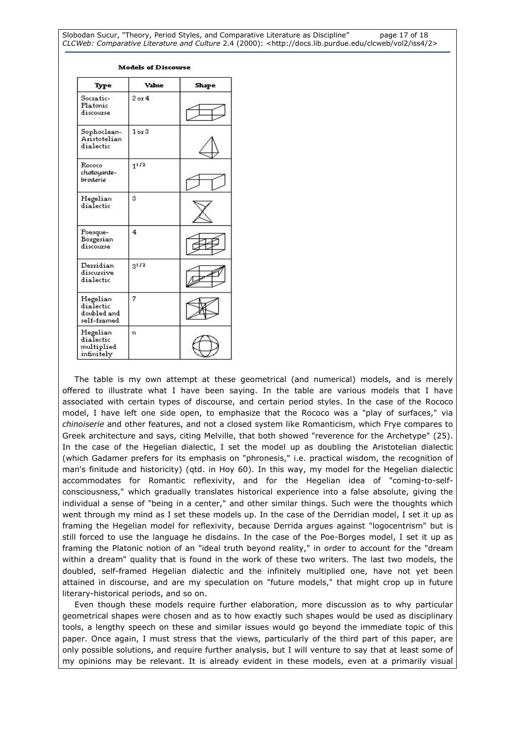**Models of Discourse**

| Type | Value | Shape |
| --- | --- | --- |
| Socratic-Platonic discourse | 2 or 4 | |
| Sophoclean-Aristotelian dialectic | 1 or 3 | |
| Rococo *chatoyante-broderie* | $1^{1/2}$ | |
| Hegelian dialectic | 3 | |
| Poesque-Borgesian discourse | 4 | |
| Derridian discursive dialectic | $3^{1/2}$ | |
| Hegelian dialectic doubled and self-framed | 7 | |
| Hegelian dialectic multiplied infinitely | n | |

The table is my own attempt at these geometrical (and numerical) models, and is merely offered to illustrate what I have been saying. In the table are various models that I have associated with certain types of discourse, and certain period styles. In the case of the Rococo model, I have left one side open, to emphasize that the Rococo was a "play of surfaces," via *chinoiserie* and other features, and not a closed system like Romanticism, which Frye compares to Greek architecture and says, citing Melville, that both showed "reverence for the Archetype" (25). In the case of the Hegelian dialectic, I set the model up as doubling the Aristotelian dialectic (which Gadamer prefers for its emphasis on "phronesis," i.e. practical wisdom, the recognition of man's finitude and historicity) (qtd. in Hoy 60). In this way, my model for the Hegelian dialectic accommodates for Romantic reflexivity, and for the Hegelian idea of "coming-to-self-consciousness," which gradually translates historical experience into a false absolute, giving the individual a sense of "being in a center," and other similar things. Such were the thoughts which went through my mind as I set these models up. In the case of the Derridian model, I set it up as framing the Hegelian model for reflexivity, because Derrida argues against "logocentrism" but is still forced to use the language he disdains. In the case of the Poe-Borges model, I set it up as framing the Platonic notion of an "ideal truth beyond reality," in order to account for the "dream within a dream" quality that is found in the work of these two writers. The last two models, the doubled, self-framed Hegelian dialectic and the infinitely multiplied one, have not yet been attained in discourse, and are my speculation on "future models," that might crop up in future literary-historical periods, and so on.

Even though these models require further elaboration, more discussion as to why particular geometrical shapes were chosen and as to how exactly such shapes would be used as disciplinary tools, a lengthy speech on these and similar issues would go beyond the immediate topic of this paper. Once again, I must stress that the views, particularly of the third part of this paper, are only possible solutions, and require further analysis, but I will venture to say that at least some of my opinions may be relevant. It is already evident in these models, even at a primarily visual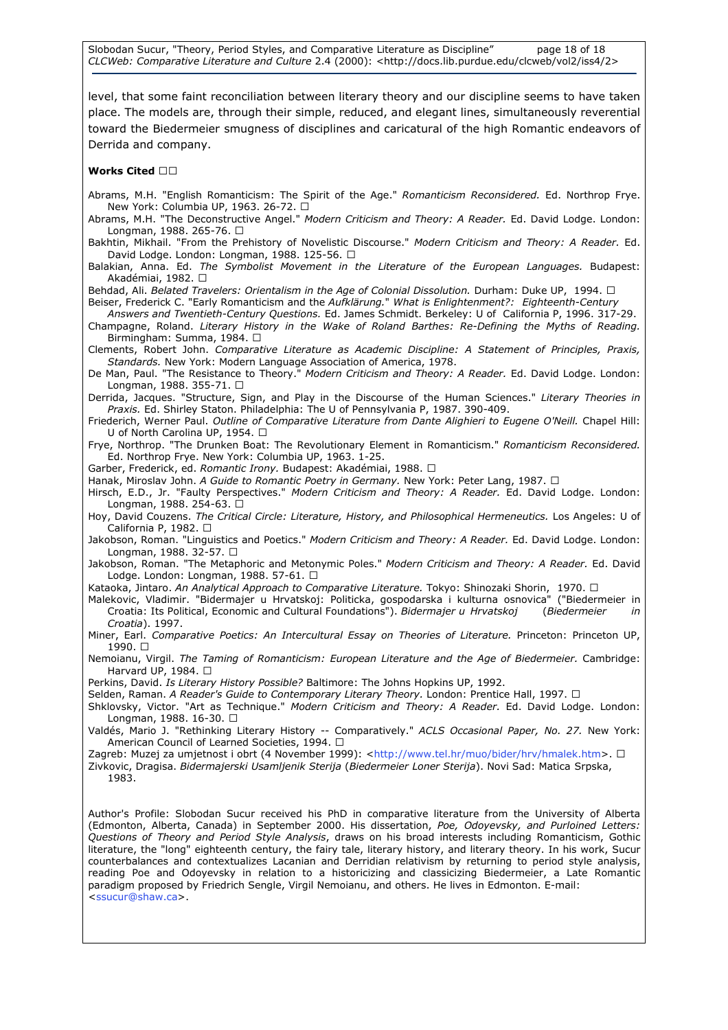level, that some faint reconciliation between literary theory and our discipline seems to have taken place. The models are, through their simple, reduced, and elegant lines, simultaneously reverential toward the Biedermeier smugness of disciplines and caricatural of the high Romantic endeavors of Derrida and company.

**Works Cited**

Abrams, M.H. "English Romanticism: The Spirit of the Age." *Romanticism Reconsidered.* Ed. Northrop Frye. New York: Columbia UP, 1963. 26-72.

Abrams, M.H. "The Deconstructive Angel." *Modern Criticism and Theory: A Reader.* Ed. David Lodge. London: Longman, 1988. 265-76.

Bakhtin, Mikhail. "From the Prehistory of Novelistic Discourse." *Modern Criticism and Theory: A Reader.* Ed. David Lodge. London: Longman, 1988. 125-56.

Balakian, Anna. Ed. *The Symbolist Movement in the Literature of the European Languages.* Budapest: Akadémiai, 1982.

Behdad, Ali. *Belated Travelers: Orientalism in the Age of Colonial Dissolution.* Durham: Duke UP, 1994.

Beiser, Frederick C. "Early Romanticism and the *Aufklärung.*" *What is Enlightenment?: Eighteenth-Century Answers and Twentieth-Century Questions.* Ed. James Schmidt. Berkeley: U of California P, 1996. 317-29.

Champagne, Roland. *Literary History in the Wake of Roland Barthes: Re-Defining the Myths of Reading.* Birmingham: Summa, 1984.

Clements, Robert John. *Comparative Literature as Academic Discipline: A Statement of Principles, Praxis, Standards.* New York: Modern Language Association of America, 1978.

De Man, Paul. "The Resistance to Theory." *Modern Criticism and Theory: A Reader.* Ed. David Lodge. London: Longman, 1988. 355-71.

Derrida, Jacques. "Structure, Sign, and Play in the Discourse of the Human Sciences." *Literary Theories in Praxis.* Ed. Shirley Staton. Philadelphia: The U of Pennsylvania P, 1987. 390-409.

Friederich, Werner Paul. *Outline of Comparative Literature from Dante Alighieri to Eugene O'Neill.* Chapel Hill: U of North Carolina UP, 1954.

Frye, Northrop. "The Drunken Boat: The Revolutionary Element in Romanticism." *Romanticism Reconsidered.* Ed. Northrop Frye. New York: Columbia UP, 1963. 1-25.

Garber, Frederick, ed. *Romantic Irony.* Budapest: Akadémiai, 1988.

Hanak, Miroslav John. *A Guide to Romantic Poetry in Germany.* New York: Peter Lang, 1987.

Hirsch, E.D., Jr. "Faulty Perspectives." *Modern Criticism and Theory: A Reader.* Ed. David Lodge. London: Longman, 1988. 254-63.

Hoy, David Couzens. *The Critical Circle: Literature, History, and Philosophical Hermeneutics.* Los Angeles: U of California P, 1982.

Jakobson, Roman. "Linguistics and Poetics." *Modern Criticism and Theory: A Reader.* Ed. David Lodge. London: Longman, 1988. 32-57.

Jakobson, Roman. "The Metaphoric and Metonymic Poles." *Modern Criticism and Theory: A Reader.* Ed. David Lodge. London: Longman, 1988. 57-61.

Kataoka, Jintaro. *An Analytical Approach to Comparative Literature.* Tokyo: Shinozaki Shorin, 1970.

Malekovic, Vladimir. "Bidermajer u Hrvatskoj: Politicka, gospodarska i kulturna osnovica" ("Biedermeier in Croatia: Its Political, Economic and Cultural Foundations"). *Bidermajer u Hrvatskoj* (*Biedermeier in Croatia*). 1997.

Miner, Earl. *Comparative Poetics: An Intercultural Essay on Theories of Literature.* Princeton: Princeton UP, 1990.

Nemoianu, Virgil. *The Taming of Romanticism: European Literature and the Age of Biedermeier.* Cambridge: Harvard UP, 1984.

Perkins, David. *Is Literary History Possible?* Baltimore: The Johns Hopkins UP, 1992.

Selden, Raman. *A Reader's Guide to Contemporary Literary Theory.* London: Prentice Hall, 1997.

Shklovsky, Victor. "Art as Technique." *Modern Criticism and Theory: A Reader.* Ed. David Lodge. London: Longman, 1988. 16-30.

Valdés, Mario J. "Rethinking Literary History -- Comparatively." *ACLS Occasional Paper, No. 27.* New York: American Council of Learned Societies, 1994.

Zagreb: Muzej za umjetnost i obrt (4 November 1999): <http://www.tel.hr/muo/bider/hrv/hmalek.htm>.

Zivkovic, Dragisa. *Bidermajerski Usamljenik Sterija* (*Biedermeier Loner Sterija*). Novi Sad: Matica Srpska, 1983.

Author's Profile: Slobodan Sucur received his PhD in comparative literature from the University of Alberta (Edmonton, Alberta, Canada) in September 2000. His dissertation, *Poe, Odoyevsky, and Purloined Letters: Questions of Theory and Period Style Analysis*, draws on his broad interests including Romanticism, Gothic literature, the "long" eighteenth century, the fairy tale, literary history, and literary theory. In his work, Sucur counterbalances and contextualizes Lacanian and Derridian relativism by returning to period style analysis, reading Poe and Odoyevsky in relation to a historicizing and classicizing Biedermeier, a Late Romantic paradigm proposed by Friedrich Sengle, Virgil Nemoianu, and others. He lives in Edmonton. E-mail: <ssucur@shaw.ca>.